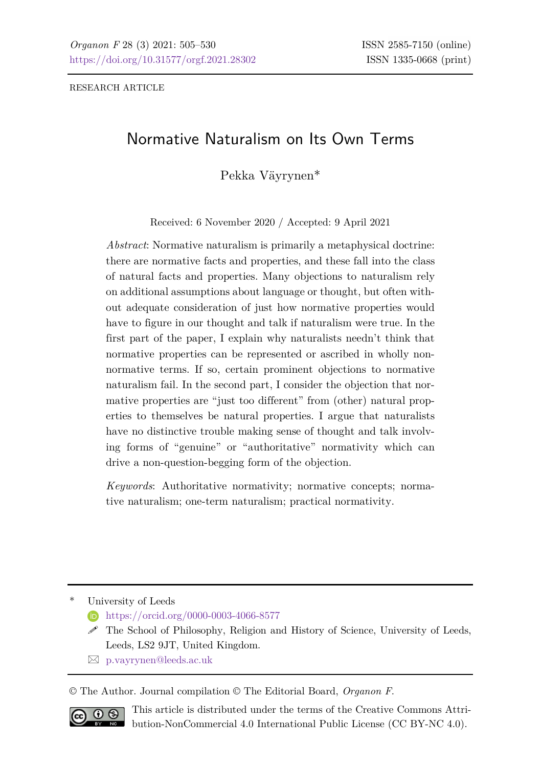RESEARCH ARTICLE

# Normative Naturalism on Its Own Terms

Pekka Väyrynen*

Received: 6 November 2020 / Accepted: 9 April 2021

*Abstract*: Normative naturalism is primarily a metaphysical doctrine: there are normative facts and properties, and these fall into the class of natural facts and properties. Many objections to naturalism rely on additional assumptions about language or thought, but often without adequate consideration of just how normative properties would have to figure in our thought and talk if naturalism were true. In the first part of the paper, I explain why naturalists needn't think that normative properties can be represented or ascribed in wholly non-normative terms. If so, certain prominent objections to normative naturalism fail. In the second part, I consider the objection that normative properties are "just too different" from (other) natural properties to themselves be natural properties. I argue that naturalists have no distinctive trouble making sense of thought and talk involving forms of "genuine" or "authoritative" normativity which can drive a non-question-begging form of the objection.

*Keywords*: Authoritative normativity; normative concepts; normative naturalism; one-term naturalism; practical normativity.

---

\* University of Leeds

https://orcid.org/0000-0003-4066-8577

The School of Philosophy, Religion and History of Science, University of Leeds, Leeds, LS2 9JT, United Kingdom.

p.vayrynen@leeds.ac.uk

© The Author. Journal compilation © The Editorial Board, *Organon F*.

This article is distributed under the terms of the Creative Commons Attribution-NonCommercial 4.0 International Public License (CC BY-NC 4.0).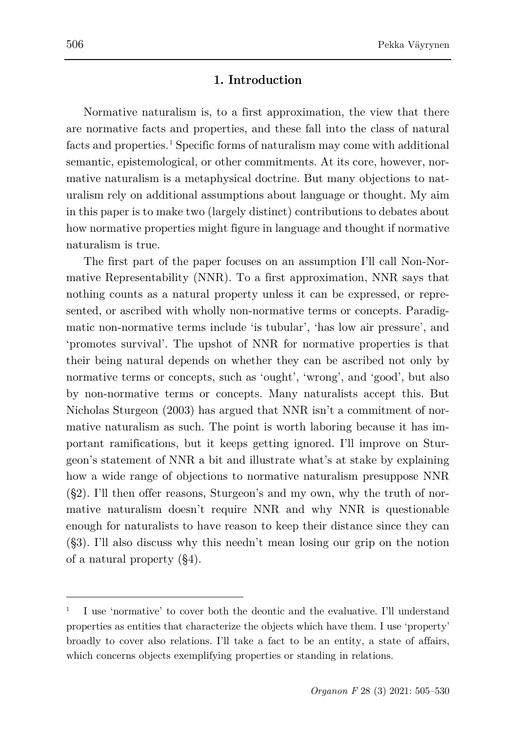## 1. Introduction

Normative naturalism is, to a first approximation, the view that there are normative facts and properties, and these fall into the class of natural facts and properties.[1] Specific forms of naturalism may come with additional semantic, epistemological, or other commitments. At its core, however, normative naturalism is a metaphysical doctrine. But many objections to naturalism rely on additional assumptions about language or thought. My aim in this paper is to make two (largely distinct) contributions to debates about how normative properties might figure in language and thought if normative naturalism is true.

The first part of the paper focuses on an assumption I'll call Non-Normative Representability (NNR). To a first approximation, NNR says that nothing counts as a natural property unless it can be expressed, or represented, or ascribed with wholly non-normative terms or concepts. Paradigmatic non-normative terms include 'is tubular', 'has low air pressure', and 'promotes survival'. The upshot of NNR for normative properties is that their being natural depends on whether they can be ascribed not only by normative terms or concepts, such as 'ought', 'wrong', and 'good', but also by non-normative terms or concepts. Many naturalists accept this. But Nicholas Sturgeon (2003) has argued that NNR isn't a commitment of normative naturalism as such. The point is worth laboring because it has important ramifications, but it keeps getting ignored. I'll improve on Sturgeon's statement of NNR a bit and illustrate what's at stake by explaining how a wide range of objections to normative naturalism presuppose NNR (§2). I'll then offer reasons, Sturgeon's and my own, why the truth of normative naturalism doesn't require NNR and why NNR is questionable enough for naturalists to have reason to keep their distance since they can (§3). I'll also discuss why this needn't mean losing our grip on the notion of a natural property (§4).

---

[1] I use 'normative' to cover both the deontic and the evaluative. I'll understand properties as entities that characterize the objects which have them. I use 'property' broadly to cover also relations. I'll take a fact to be an entity, a state of affairs, which concerns objects exemplifying properties or standing in relations.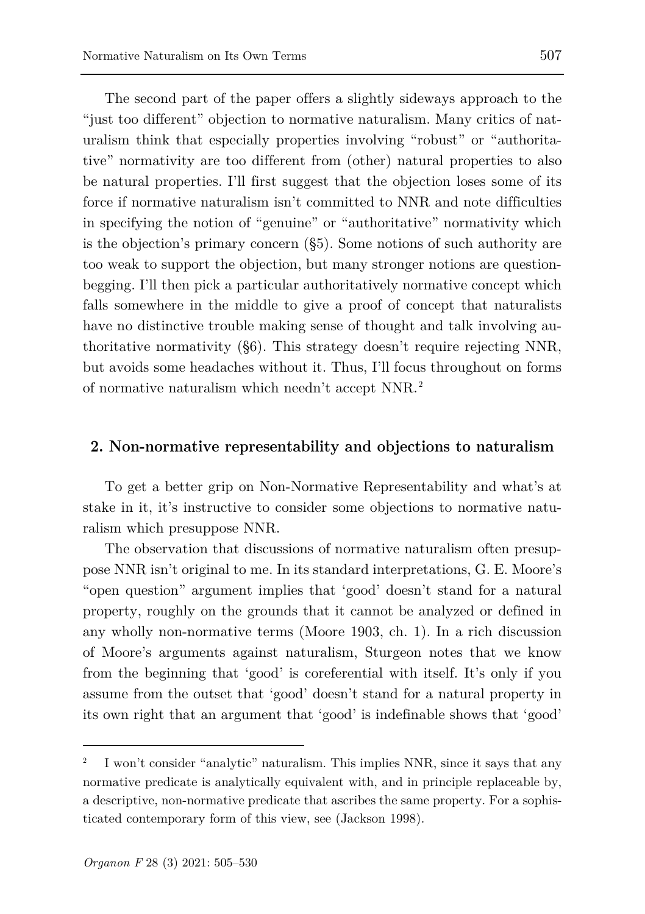The second part of the paper offers a slightly sideways approach to the "just too different" objection to normative naturalism. Many critics of naturalism think that especially properties involving "robust" or "authoritative" normativity are too different from (other) natural properties to also be natural properties. I'll first suggest that the objection loses some of its force if normative naturalism isn't committed to NNR and note difficulties in specifying the notion of "genuine" or "authoritative" normativity which is the objection's primary concern (§5). Some notions of such authority are too weak to support the objection, but many stronger notions are question-begging. I'll then pick a particular authoritatively normative concept which falls somewhere in the middle to give a proof of concept that naturalists have no distinctive trouble making sense of thought and talk involving authoritative normativity (§6). This strategy doesn't require rejecting NNR, but avoids some headaches without it. Thus, I'll focus throughout on forms of normative naturalism which needn't accept NNR.[2]

## 2. Non-normative representability and objections to naturalism

To get a better grip on Non-Normative Representability and what's at stake in it, it's instructive to consider some objections to normative naturalism which presuppose NNR.

The observation that discussions of normative naturalism often presuppose NNR isn't original to me. In its standard interpretations, G. E. Moore's "open question" argument implies that 'good' doesn't stand for a natural property, roughly on the grounds that it cannot be analyzed or defined in any wholly non-normative terms (Moore 1903, ch. 1). In a rich discussion of Moore's arguments against naturalism, Sturgeon notes that we know from the beginning that 'good' is coreferential with itself. It's only if you assume from the outset that 'good' doesn't stand for a natural property in its own right that an argument that 'good' is indefinable shows that 'good'

---

[2] I won't consider "analytic" naturalism. This implies NNR, since it says that any normative predicate is analytically equivalent with, and in principle replaceable by, a descriptive, non-normative predicate that ascribes the same property. For a sophisticated contemporary form of this view, see (Jackson 1998).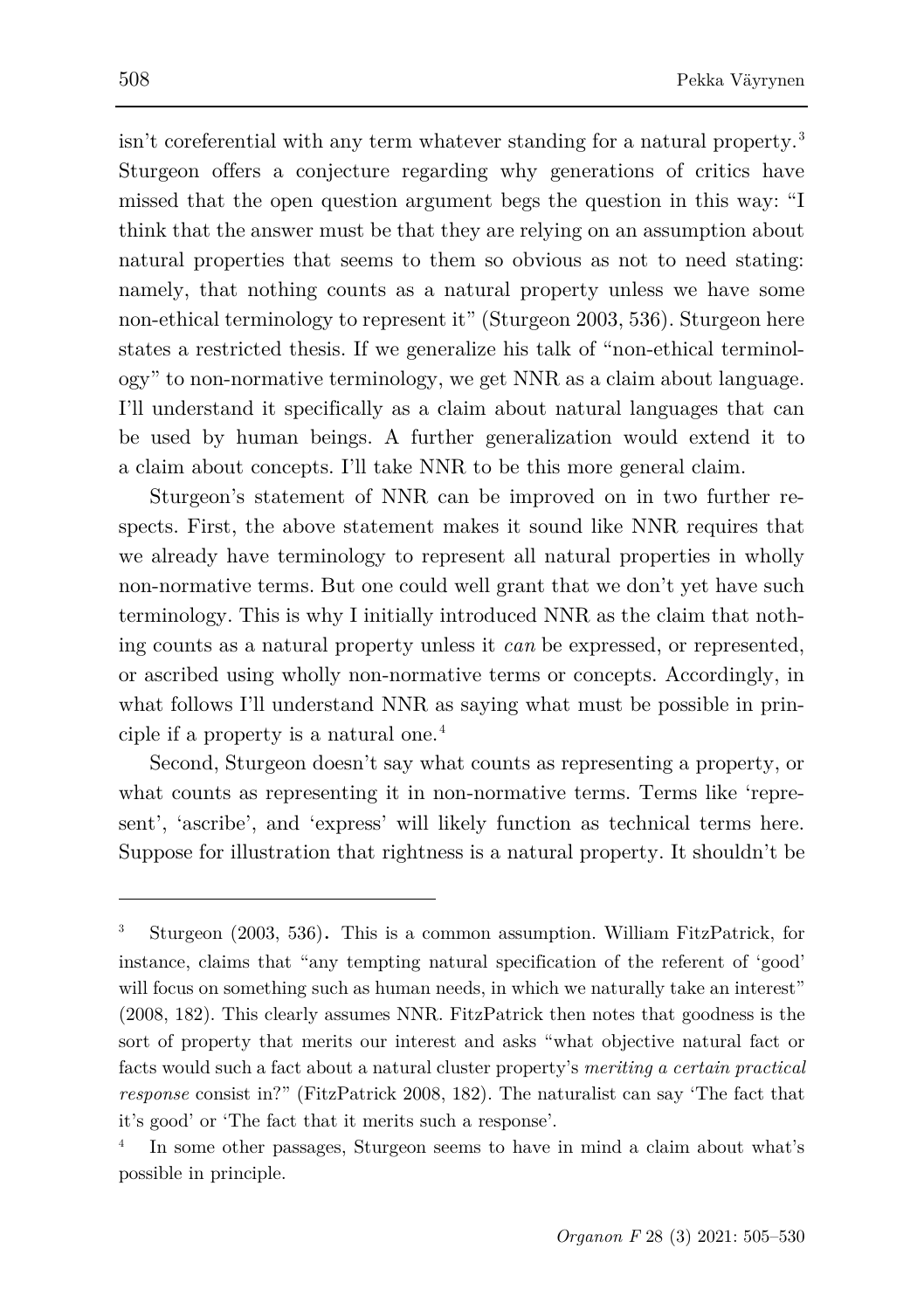isn't coreferential with any term whatever standing for a natural property.[3] Sturgeon offers a conjecture regarding why generations of critics have missed that the open question argument begs the question in this way: "I think that the answer must be that they are relying on an assumption about natural properties that seems to them so obvious as not to need stating: namely, that nothing counts as a natural property unless we have some non-ethical terminology to represent it" (Sturgeon 2003, 536). Sturgeon here states a restricted thesis. If we generalize his talk of "non-ethical terminology" to non-normative terminology, we get NNR as a claim about language. I'll understand it specifically as a claim about natural languages that can be used by human beings. A further generalization would extend it to a claim about concepts. I'll take NNR to be this more general claim.

Sturgeon's statement of NNR can be improved on in two further respects. First, the above statement makes it sound like NNR requires that we already have terminology to represent all natural properties in wholly non-normative terms. But one could well grant that we don't yet have such terminology. This is why I initially introduced NNR as the claim that nothing counts as a natural property unless it *can* be expressed, or represented, or ascribed using wholly non-normative terms or concepts. Accordingly, in what follows I'll understand NNR as saying what must be possible in principle if a property is a natural one.[4]

Second, Sturgeon doesn't say what counts as representing a property, or what counts as representing it in non-normative terms. Terms like 'represent', 'ascribe', and 'express' will likely function as technical terms here. Suppose for illustration that rightness is a natural property. It shouldn't be

---

[3] Sturgeon (2003, 536). This is a common assumption. William FitzPatrick, for instance, claims that "any tempting natural specification of the referent of 'good' will focus on something such as human needs, in which we naturally take an interest" (2008, 182). This clearly assumes NNR. FitzPatrick then notes that goodness is the sort of property that merits our interest and asks "what objective natural fact or facts would such a fact about a natural cluster property's *meriting a certain practical response* consist in?" (FitzPatrick 2008, 182). The naturalist can say 'The fact that it's good' or 'The fact that it merits such a response'.

[4] In some other passages, Sturgeon seems to have in mind a claim about what's possible in principle.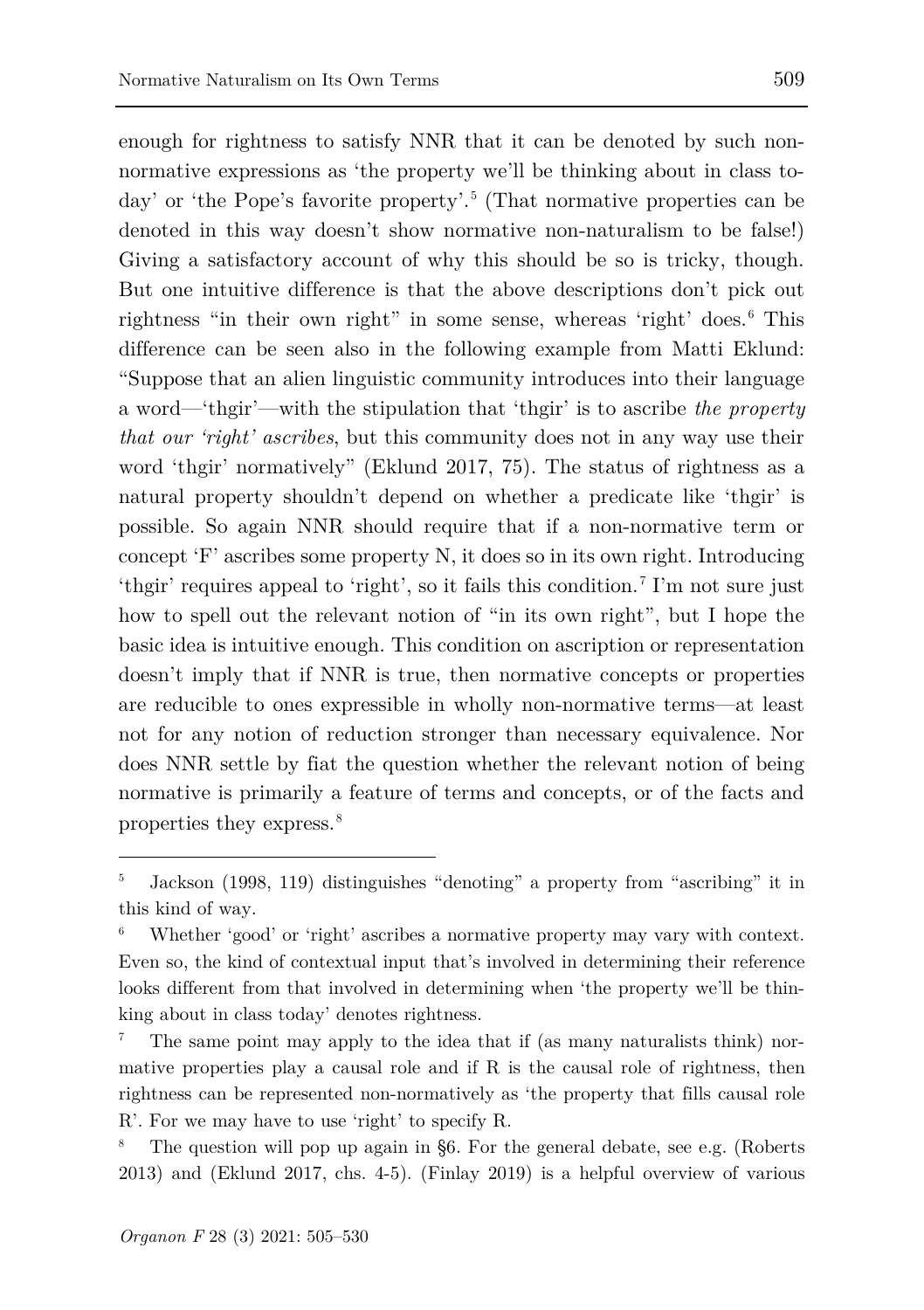enough for rightness to satisfy NNR that it can be denoted by such non-normative expressions as 'the property we'll be thinking about in class today' or 'the Pope's favorite property'.[5] (That normative properties can be denoted in this way doesn't show normative non-naturalism to be false!) Giving a satisfactory account of why this should be so is tricky, though. But one intuitive difference is that the above descriptions don't pick out rightness "in their own right" in some sense, whereas 'right' does.[6] This difference can be seen also in the following example from Matti Eklund: "Suppose that an alien linguistic community introduces into their language a word—'thgir'—with the stipulation that 'thgir' is to ascribe *the property that our 'right' ascribes*, but this community does not in any way use their word 'thgir' normatively" (Eklund 2017, 75). The status of rightness as a natural property shouldn't depend on whether a predicate like 'thgir' is possible. So again NNR should require that if a non-normative term or concept 'F' ascribes some property N, it does so in its own right. Introducing 'thgir' requires appeal to 'right', so it fails this condition.[7] I'm not sure just how to spell out the relevant notion of "in its own right", but I hope the basic idea is intuitive enough. This condition on ascription or representation doesn't imply that if NNR is true, then normative concepts or properties are reducible to ones expressible in wholly non-normative terms—at least not for any notion of reduction stronger than necessary equivalence. Nor does NNR settle by fiat the question whether the relevant notion of being normative is primarily a feature of terms and concepts, or of the facts and properties they express.[8]

---

[5] Jackson (1998, 119) distinguishes "denoting" a property from "ascribing" it in this kind of way.

[6] Whether 'good' or 'right' ascribes a normative property may vary with context. Even so, the kind of contextual input that's involved in determining their reference looks different from that involved in determining when 'the property we'll be thinking about in class today' denotes rightness.

[7] The same point may apply to the idea that if (as many naturalists think) normative properties play a causal role and if R is the causal role of rightness, then rightness can be represented non-normatively as 'the property that fills causal role R'. For we may have to use 'right' to specify R.

[8] The question will pop up again in §6. For the general debate, see e.g. (Roberts 2013) and (Eklund 2017, chs. 4-5). (Finlay 2019) is a helpful overview of various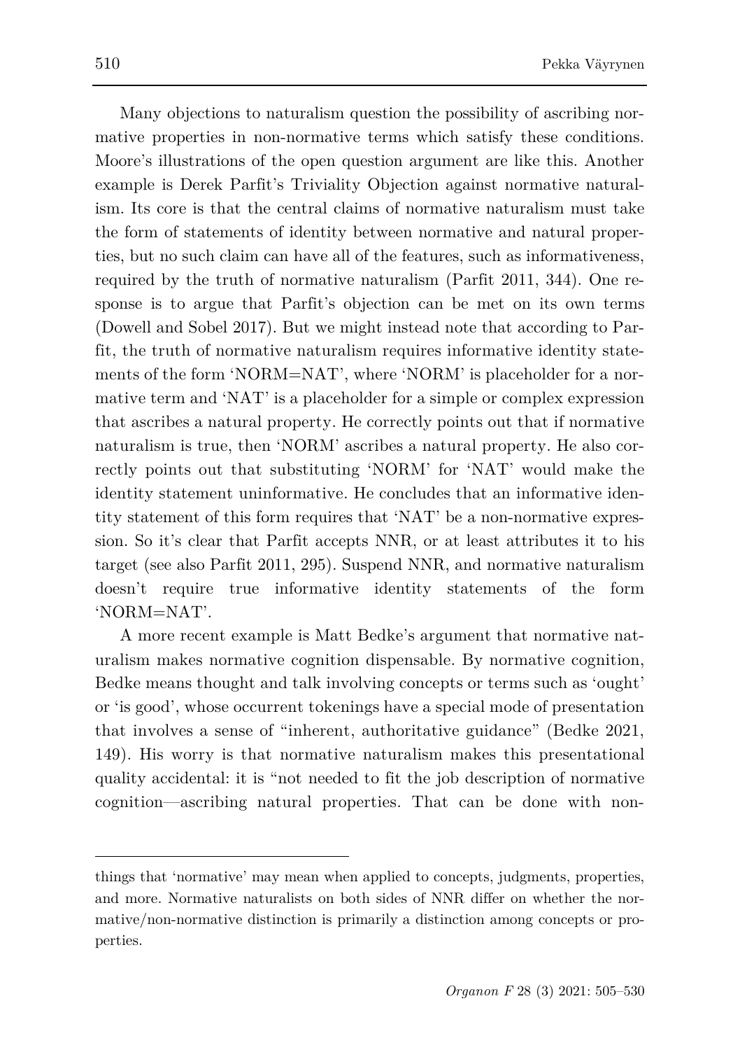Many objections to naturalism question the possibility of ascribing normative properties in non-normative terms which satisfy these conditions. Moore's illustrations of the open question argument are like this. Another example is Derek Parfit's Triviality Objection against normative naturalism. Its core is that the central claims of normative naturalism must take the form of statements of identity between normative and natural properties, but no such claim can have all of the features, such as informativeness, required by the truth of normative naturalism (Parfit 2011, 344). One response is to argue that Parfit's objection can be met on its own terms (Dowell and Sobel 2017). But we might instead note that according to Parfit, the truth of normative naturalism requires informative identity statements of the form 'NORM=NAT', where 'NORM' is placeholder for a normative term and 'NAT' is a placeholder for a simple or complex expression that ascribes a natural property. He correctly points out that if normative naturalism is true, then 'NORM' ascribes a natural property. He also correctly points out that substituting 'NORM' for 'NAT' would make the identity statement uninformative. He concludes that an informative identity statement of this form requires that 'NAT' be a non-normative expression. So it's clear that Parfit accepts NNR, or at least attributes it to his target (see also Parfit 2011, 295). Suspend NNR, and normative naturalism doesn't require true informative identity statements of the form 'NORM=NAT'.

A more recent example is Matt Bedke's argument that normative naturalism makes normative cognition dispensable. By normative cognition, Bedke means thought and talk involving concepts or terms such as 'ought' or 'is good', whose occurrent tokenings have a special mode of presentation that involves a sense of "inherent, authoritative guidance" (Bedke 2021, 149). His worry is that normative naturalism makes this presentational quality accidental: it is "not needed to fit the job description of normative cognition—ascribing natural properties. That can be done with non-

---

things that 'normative' may mean when applied to concepts, judgments, properties, and more. Normative naturalists on both sides of NNR differ on whether the normative/non-normative distinction is primarily a distinction among concepts or properties.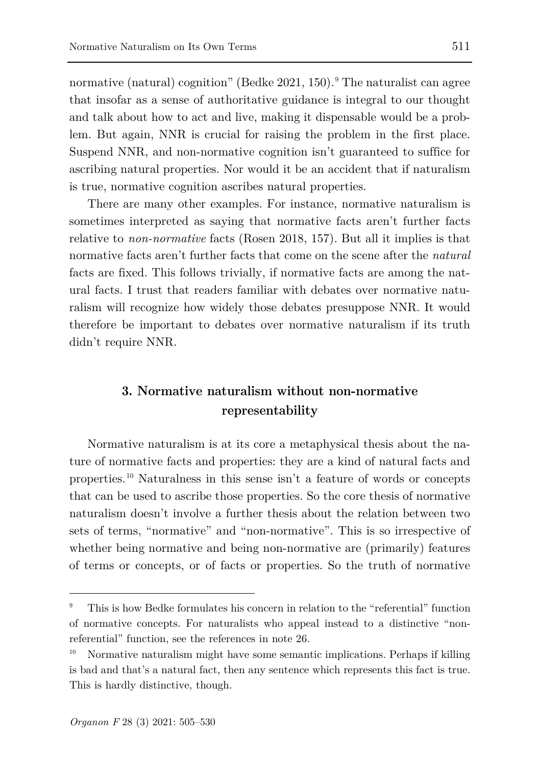normative (natural) cognition" (Bedke 2021, 150).[9] The naturalist can agree that insofar as a sense of authoritative guidance is integral to our thought and talk about how to act and live, making it dispensable would be a problem. But again, NNR is crucial for raising the problem in the first place. Suspend NNR, and non-normative cognition isn't guaranteed to suffice for ascribing natural properties. Nor would it be an accident that if naturalism is true, normative cognition ascribes natural properties.

There are many other examples. For instance, normative naturalism is sometimes interpreted as saying that normative facts aren't further facts relative to *non-normative* facts (Rosen 2018, 157). But all it implies is that normative facts aren't further facts that come on the scene after the *natural* facts are fixed. This follows trivially, if normative facts are among the natural facts. I trust that readers familiar with debates over normative naturalism will recognize how widely those debates presuppose NNR. It would therefore be important to debates over normative naturalism if its truth didn't require NNR.

## 3. Normative naturalism without non-normative representability

Normative naturalism is at its core a metaphysical thesis about the nature of normative facts and properties: they are a kind of natural facts and properties.[10] Naturalness in this sense isn't a feature of words or concepts that can be used to ascribe those properties. So the core thesis of normative naturalism doesn't involve a further thesis about the relation between two sets of terms, "normative" and "non-normative". This is so irrespective of whether being normative and being non-normative are (primarily) features of terms or concepts, or of facts or properties. So the truth of normative

---

[9] This is how Bedke formulates his concern in relation to the "referential" function of normative concepts. For naturalists who appeal instead to a distinctive "non-referential" function, see the references in note 26.

[10] Normative naturalism might have some semantic implications. Perhaps if killing is bad and that's a natural fact, then any sentence which represents this fact is true. This is hardly distinctive, though.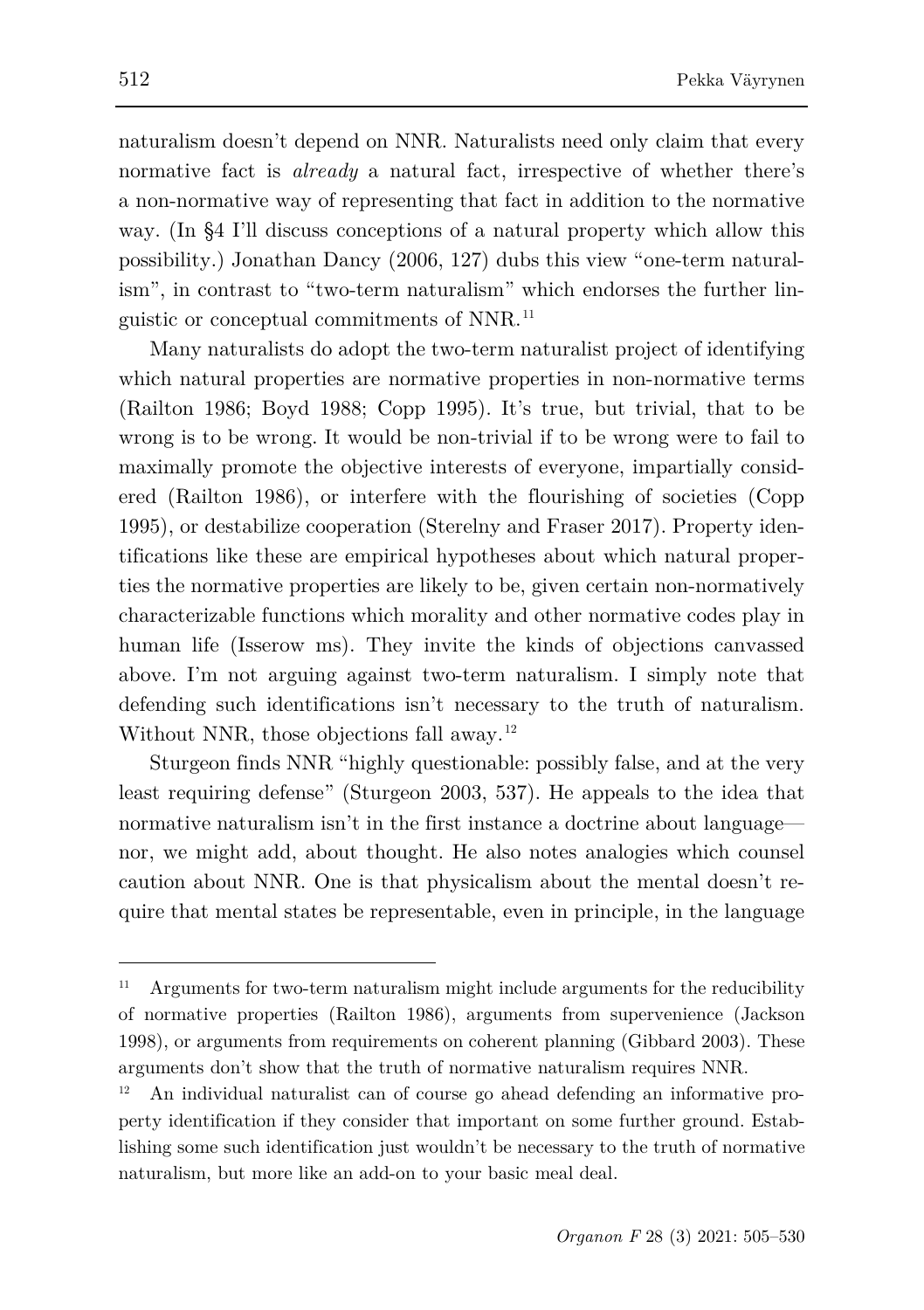naturalism doesn't depend on NNR. Naturalists need only claim that every normative fact is *already* a natural fact, irrespective of whether there's a non-normative way of representing that fact in addition to the normative way. (In §4 I'll discuss conceptions of a natural property which allow this possibility.) Jonathan Dancy (2006, 127) dubs this view "one-term naturalism", in contrast to "two-term naturalism" which endorses the further linguistic or conceptual commitments of NNR.[11]

Many naturalists do adopt the two-term naturalist project of identifying which natural properties are normative properties in non-normative terms (Railton 1986; Boyd 1988; Copp 1995). It's true, but trivial, that to be wrong is to be wrong. It would be non-trivial if to be wrong were to fail to maximally promote the objective interests of everyone, impartially considered (Railton 1986), or interfere with the flourishing of societies (Copp 1995), or destabilize cooperation (Sterelny and Fraser 2017). Property identifications like these are empirical hypotheses about which natural properties the normative properties are likely to be, given certain non-normatively characterizable functions which morality and other normative codes play in human life (Isserow ms). They invite the kinds of objections canvassed above. I'm not arguing against two-term naturalism. I simply note that defending such identifications isn't necessary to the truth of naturalism. Without NNR, those objections fall away.[12]

Sturgeon finds NNR "highly questionable: possibly false, and at the very least requiring defense" (Sturgeon 2003, 537). He appeals to the idea that normative naturalism isn't in the first instance a doctrine about language—nor, we might add, about thought. He also notes analogies which counsel caution about NNR. One is that physicalism about the mental doesn't require that mental states be representable, even in principle, in the language

---

[11] Arguments for two-term naturalism might include arguments for the reducibility of normative properties (Railton 1986), arguments from supervenience (Jackson 1998), or arguments from requirements on coherent planning (Gibbard 2003). These arguments don't show that the truth of normative naturalism requires NNR.

[12] An individual naturalist can of course go ahead defending an informative property identification if they consider that important on some further ground. Establishing some such identification just wouldn't be necessary to the truth of normative naturalism, but more like an add-on to your basic meal deal.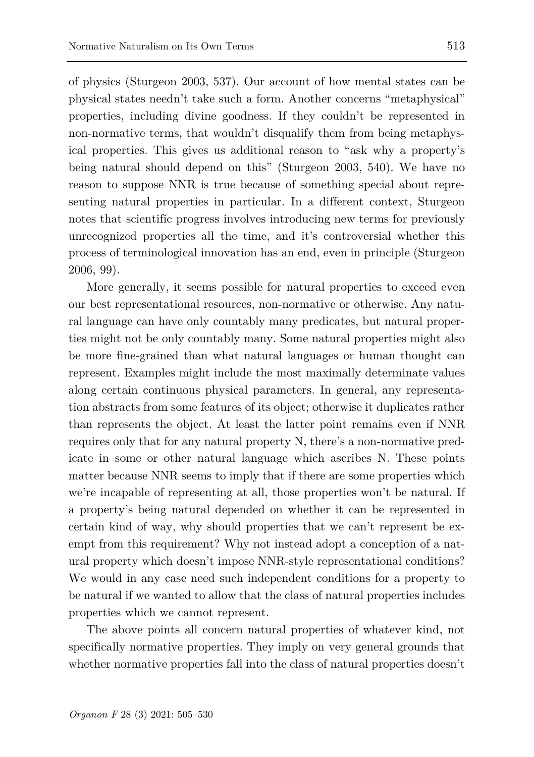of physics (Sturgeon 2003, 537). Our account of how mental states can be physical states needn't take such a form. Another concerns "metaphysical" properties, including divine goodness. If they couldn't be represented in non-normative terms, that wouldn't disqualify them from being metaphysical properties. This gives us additional reason to "ask why a property's being natural should depend on this" (Sturgeon 2003, 540). We have no reason to suppose NNR is true because of something special about representing natural properties in particular. In a different context, Sturgeon notes that scientific progress involves introducing new terms for previously unrecognized properties all the time, and it's controversial whether this process of terminological innovation has an end, even in principle (Sturgeon 2006, 99).

More generally, it seems possible for natural properties to exceed even our best representational resources, non-normative or otherwise. Any natural language can have only countably many predicates, but natural properties might not be only countably many. Some natural properties might also be more fine-grained than what natural languages or human thought can represent. Examples might include the most maximally determinate values along certain continuous physical parameters. In general, any representation abstracts from some features of its object; otherwise it duplicates rather than represents the object. At least the latter point remains even if NNR requires only that for any natural property N, there's a non-normative predicate in some or other natural language which ascribes N. These points matter because NNR seems to imply that if there are some properties which we're incapable of representing at all, those properties won't be natural. If a property's being natural depended on whether it can be represented in certain kind of way, why should properties that we can't represent be exempt from this requirement? Why not instead adopt a conception of a natural property which doesn't impose NNR-style representational conditions? We would in any case need such independent conditions for a property to be natural if we wanted to allow that the class of natural properties includes properties which we cannot represent.

The above points all concern natural properties of whatever kind, not specifically normative properties. They imply on very general grounds that whether normative properties fall into the class of natural properties doesn't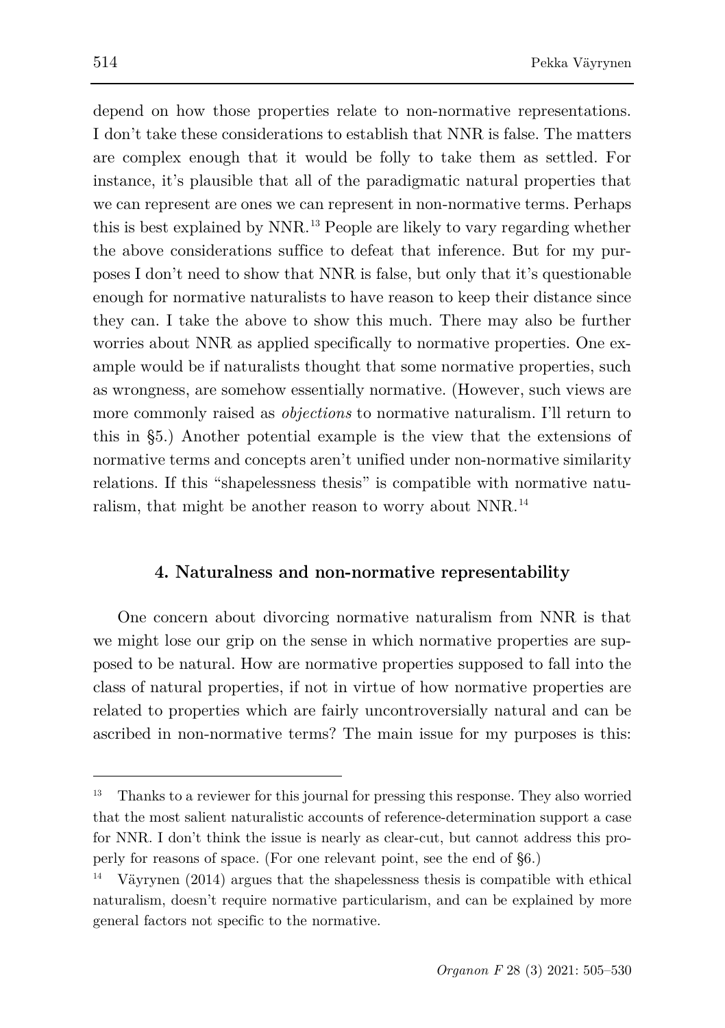depend on how those properties relate to non-normative representations. I don't take these considerations to establish that NNR is false. The matters are complex enough that it would be folly to take them as settled. For instance, it's plausible that all of the paradigmatic natural properties that we can represent are ones we can represent in non-normative terms. Perhaps this is best explained by NNR.[13] People are likely to vary regarding whether the above considerations suffice to defeat that inference. But for my purposes I don't need to show that NNR is false, but only that it's questionable enough for normative naturalists to have reason to keep their distance since they can. I take the above to show this much. There may also be further worries about NNR as applied specifically to normative properties. One example would be if naturalists thought that some normative properties, such as wrongness, are somehow essentially normative. (However, such views are more commonly raised as *objections* to normative naturalism. I'll return to this in §5.) Another potential example is the view that the extensions of normative terms and concepts aren't unified under non-normative similarity relations. If this "shapelessness thesis" is compatible with normative naturalism, that might be another reason to worry about NNR.[14]

## 4. Naturalness and non-normative representability

One concern about divorcing normative naturalism from NNR is that we might lose our grip on the sense in which normative properties are supposed to be natural. How are normative properties supposed to fall into the class of natural properties, if not in virtue of how normative properties are related to properties which are fairly uncontroversially natural and can be ascribed in non-normative terms? The main issue for my purposes is this:

---

[13] Thanks to a reviewer for this journal for pressing this response. They also worried that the most salient naturalistic accounts of reference-determination support a case for NNR. I don't think the issue is nearly as clear-cut, but cannot address this properly for reasons of space. (For one relevant point, see the end of §6.)

[14] Väyrynen (2014) argues that the shapelessness thesis is compatible with ethical naturalism, doesn't require normative particularism, and can be explained by more general factors not specific to the normative.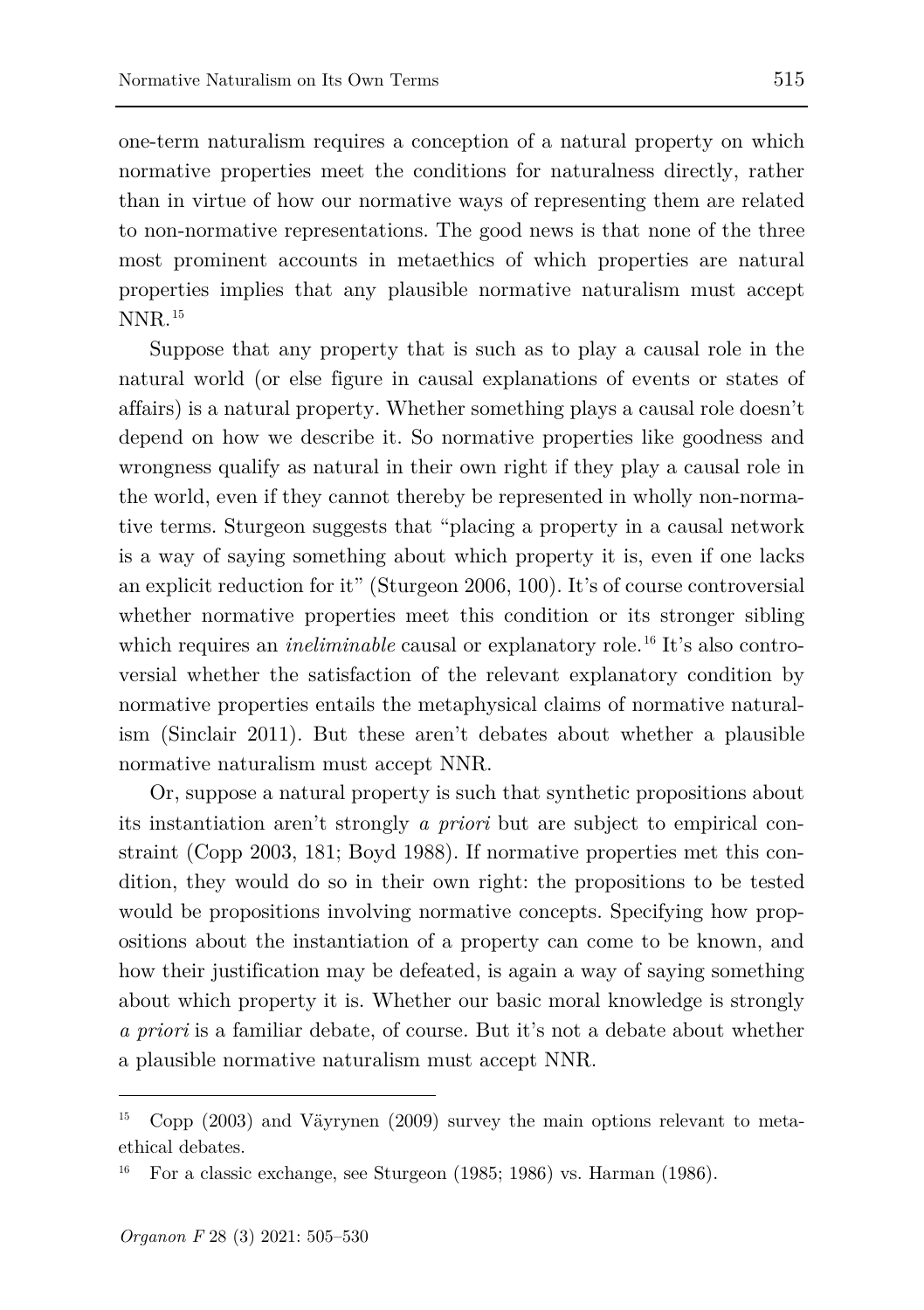one-term naturalism requires a conception of a natural property on which normative properties meet the conditions for naturalness directly, rather than in virtue of how our normative ways of representing them are related to non-normative representations. The good news is that none of the three most prominent accounts in metaethics of which properties are natural properties implies that any plausible normative naturalism must accept NNR.[15]

Suppose that any property that is such as to play a causal role in the natural world (or else figure in causal explanations of events or states of affairs) is a natural property. Whether something plays a causal role doesn't depend on how we describe it. So normative properties like goodness and wrongness qualify as natural in their own right if they play a causal role in the world, even if they cannot thereby be represented in wholly non-normative terms. Sturgeon suggests that "placing a property in a causal network is a way of saying something about which property it is, even if one lacks an explicit reduction for it" (Sturgeon 2006, 100). It's of course controversial whether normative properties meet this condition or its stronger sibling which requires an *ineliminable* causal or explanatory role.[16] It's also controversial whether the satisfaction of the relevant explanatory condition by normative properties entails the metaphysical claims of normative naturalism (Sinclair 2011). But these aren't debates about whether a plausible normative naturalism must accept NNR.

Or, suppose a natural property is such that synthetic propositions about its instantiation aren't strongly *a priori* but are subject to empirical constraint (Copp 2003, 181; Boyd 1988). If normative properties met this condition, they would do so in their own right: the propositions to be tested would be propositions involving normative concepts. Specifying how propositions about the instantiation of a property can come to be known, and how their justification may be defeated, is again a way of saying something about which property it is. Whether our basic moral knowledge is strongly *a priori* is a familiar debate, of course. But it's not a debate about whether a plausible normative naturalism must accept NNR.

---

[15] Copp (2003) and Väyrynen (2009) survey the main options relevant to metaethical debates.

[16] For a classic exchange, see Sturgeon (1985; 1986) vs. Harman (1986).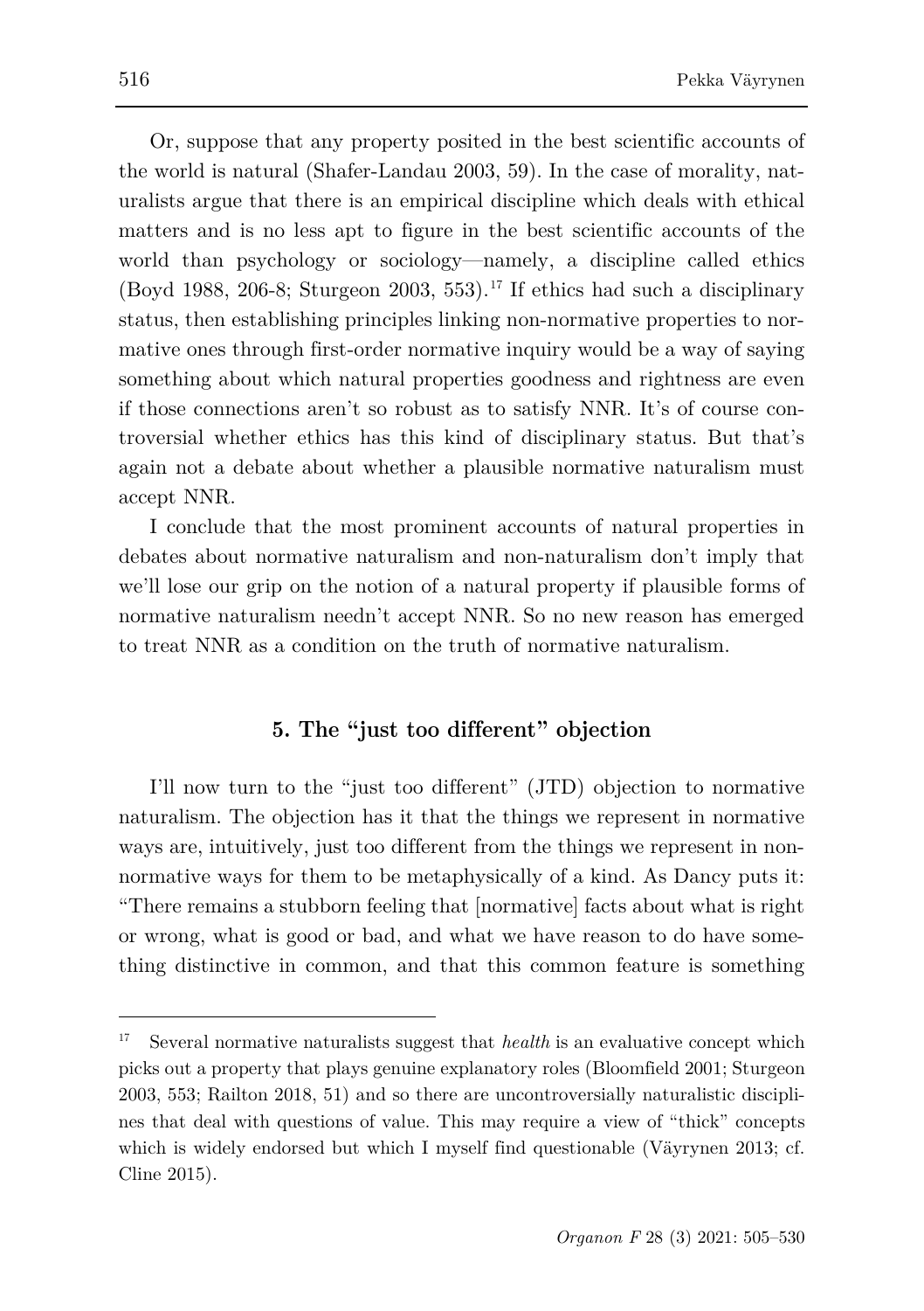Or, suppose that any property posited in the best scientific accounts of the world is natural (Shafer-Landau 2003, 59). In the case of morality, naturalists argue that there is an empirical discipline which deals with ethical matters and is no less apt to figure in the best scientific accounts of the world than psychology or sociology—namely, a discipline called ethics (Boyd 1988, 206-8; Sturgeon 2003, 553).[17] If ethics had such a disciplinary status, then establishing principles linking non-normative properties to normative ones through first-order normative inquiry would be a way of saying something about which natural properties goodness and rightness are even if those connections aren't so robust as to satisfy NNR. It's of course controversial whether ethics has this kind of disciplinary status. But that's again not a debate about whether a plausible normative naturalism must accept NNR.

I conclude that the most prominent accounts of natural properties in debates about normative naturalism and non-naturalism don't imply that we'll lose our grip on the notion of a natural property if plausible forms of normative naturalism needn't accept NNR. So no new reason has emerged to treat NNR as a condition on the truth of normative naturalism.

## 5. The "just too different" objection

I'll now turn to the "just too different" (JTD) objection to normative naturalism. The objection has it that the things we represent in normative ways are, intuitively, just too different from the things we represent in non-normative ways for them to be metaphysically of a kind. As Dancy puts it: "There remains a stubborn feeling that [normative] facts about what is right or wrong, what is good or bad, and what we have reason to do have something distinctive in common, and that this common feature is something

---

[17] Several normative naturalists suggest that *health* is an evaluative concept which picks out a property that plays genuine explanatory roles (Bloomfield 2001; Sturgeon 2003, 553; Railton 2018, 51) and so there are uncontroversially naturalistic disciplines that deal with questions of value. This may require a view of "thick" concepts which is widely endorsed but which I myself find questionable (Väyrynen 2013; cf. Cline 2015).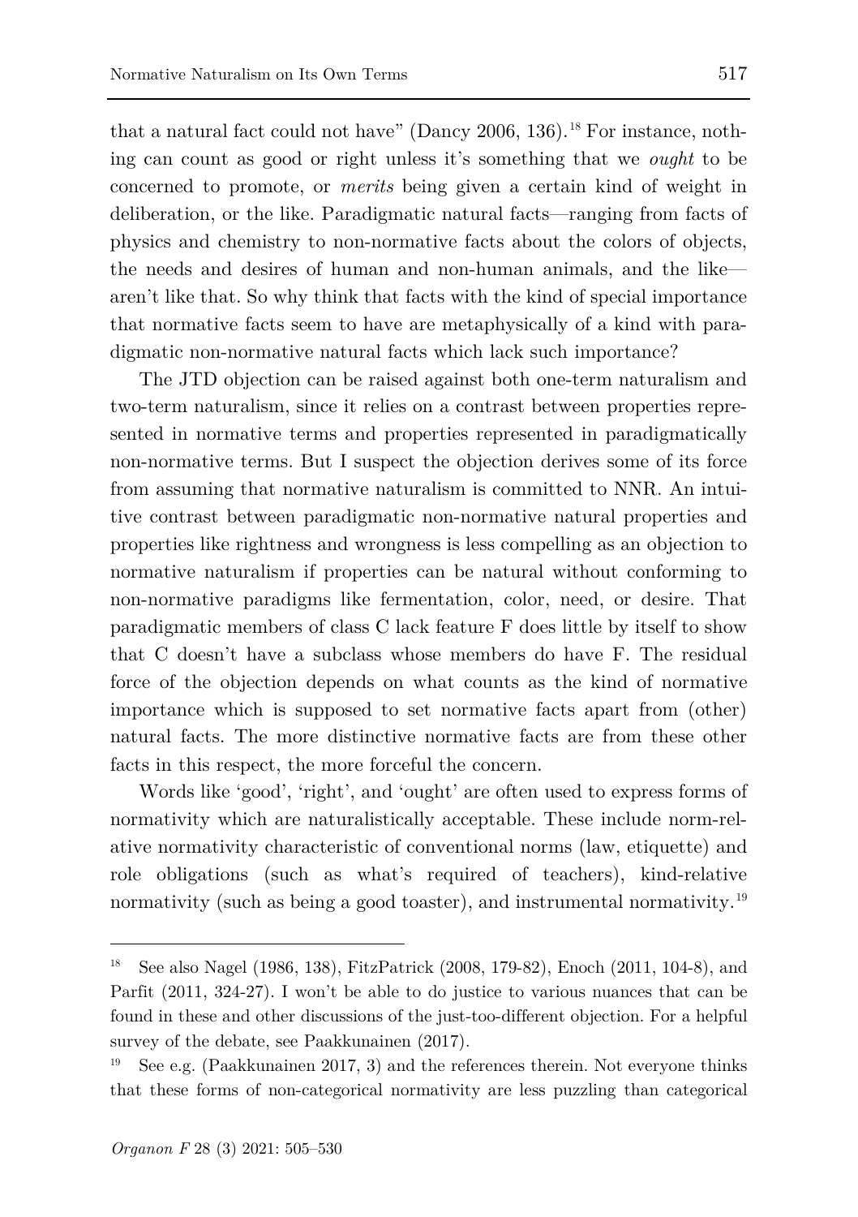that a natural fact could not have" (Dancy 2006, 136).[18] For instance, nothing can count as good or right unless it's something that we *ought* to be concerned to promote, or *merits* being given a certain kind of weight in deliberation, or the like. Paradigmatic natural facts—ranging from facts of physics and chemistry to non-normative facts about the colors of objects, the needs and desires of human and non-human animals, and the like—aren't like that. So why think that facts with the kind of special importance that normative facts seem to have are metaphysically of a kind with paradigmatic non-normative natural facts which lack such importance?

The JTD objection can be raised against both one-term naturalism and two-term naturalism, since it relies on a contrast between properties represented in normative terms and properties represented in paradigmatically non-normative terms. But I suspect the objection derives some of its force from assuming that normative naturalism is committed to NNR. An intuitive contrast between paradigmatic non-normative natural properties and properties like rightness and wrongness is less compelling as an objection to normative naturalism if properties can be natural without conforming to non-normative paradigms like fermentation, color, need, or desire. That paradigmatic members of class C lack feature F does little by itself to show that C doesn't have a subclass whose members do have F. The residual force of the objection depends on what counts as the kind of normative importance which is supposed to set normative facts apart from (other) natural facts. The more distinctive normative facts are from these other facts in this respect, the more forceful the concern.

Words like 'good', 'right', and 'ought' are often used to express forms of normativity which are naturalistically acceptable. These include norm-relative normativity characteristic of conventional norms (law, etiquette) and role obligations (such as what's required of teachers), kind-relative normativity (such as being a good toaster), and instrumental normativity.[19]

---

[18] See also Nagel (1986, 138), FitzPatrick (2008, 179-82), Enoch (2011, 104-8), and Parfit (2011, 324-27). I won't be able to do justice to various nuances that can be found in these and other discussions of the just-too-different objection. For a helpful survey of the debate, see Paakkunainen (2017).

[19] See e.g. (Paakkunainen 2017, 3) and the references therein. Not everyone thinks that these forms of non-categorical normativity are less puzzling than categorical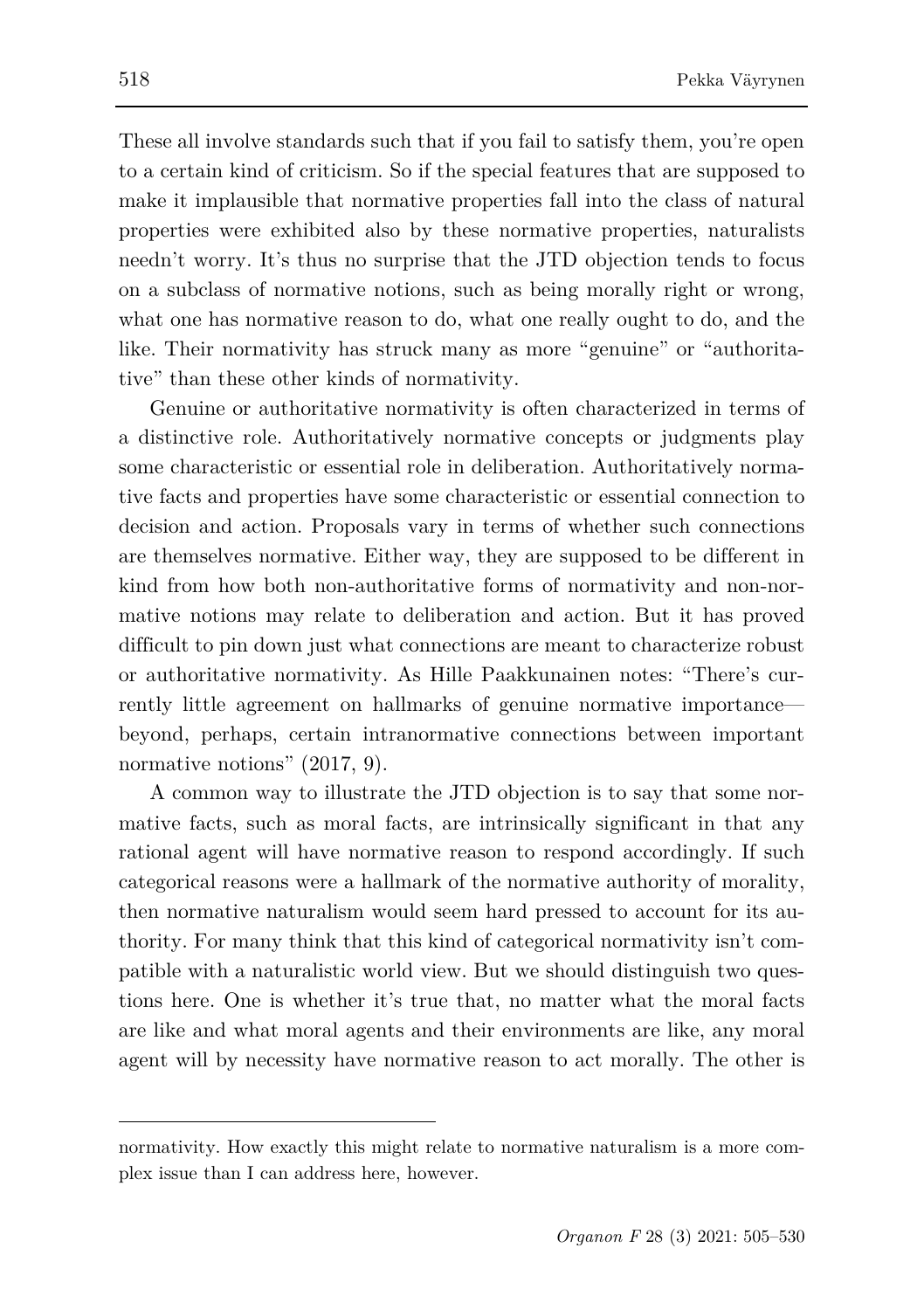These all involve standards such that if you fail to satisfy them, you're open to a certain kind of criticism. So if the special features that are supposed to make it implausible that normative properties fall into the class of natural properties were exhibited also by these normative properties, naturalists needn't worry. It's thus no surprise that the JTD objection tends to focus on a subclass of normative notions, such as being morally right or wrong, what one has normative reason to do, what one really ought to do, and the like. Their normativity has struck many as more "genuine" or "authoritative" than these other kinds of normativity.

Genuine or authoritative normativity is often characterized in terms of a distinctive role. Authoritatively normative concepts or judgments play some characteristic or essential role in deliberation. Authoritatively normative facts and properties have some characteristic or essential connection to decision and action. Proposals vary in terms of whether such connections are themselves normative. Either way, they are supposed to be different in kind from how both non-authoritative forms of normativity and non-normative notions may relate to deliberation and action. But it has proved difficult to pin down just what connections are meant to characterize robust or authoritative normativity. As Hille Paakkunainen notes: "There's currently little agreement on hallmarks of genuine normative importance—beyond, perhaps, certain intranormative connections between important normative notions" (2017, 9).

A common way to illustrate the JTD objection is to say that some normative facts, such as moral facts, are intrinsically significant in that any rational agent will have normative reason to respond accordingly. If such categorical reasons were a hallmark of the normative authority of morality, then normative naturalism would seem hard pressed to account for its authority. For many think that this kind of categorical normativity isn't compatible with a naturalistic world view. But we should distinguish two questions here. One is whether it's true that, no matter what the moral facts are like and what moral agents and their environments are like, any moral agent will by necessity have normative reason to act morally. The other is

normativity. How exactly this might relate to normative naturalism is a more complex issue than I can address here, however.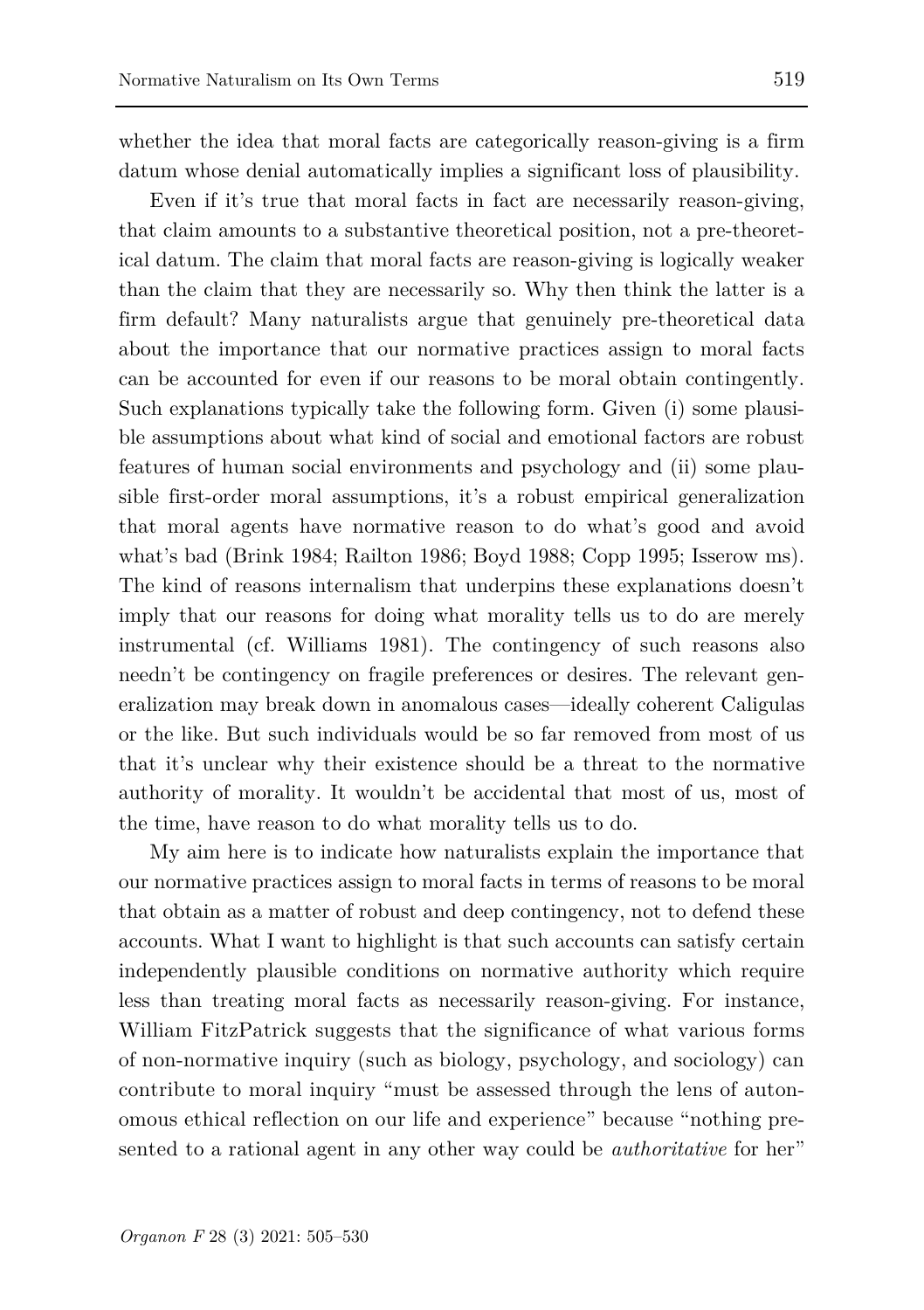whether the idea that moral facts are categorically reason-giving is a firm datum whose denial automatically implies a significant loss of plausibility.

Even if it's true that moral facts in fact are necessarily reason-giving, that claim amounts to a substantive theoretical position, not a pre-theoretical datum. The claim that moral facts are reason-giving is logically weaker than the claim that they are necessarily so. Why then think the latter is a firm default? Many naturalists argue that genuinely pre-theoretical data about the importance that our normative practices assign to moral facts can be accounted for even if our reasons to be moral obtain contingently. Such explanations typically take the following form. Given (i) some plausible assumptions about what kind of social and emotional factors are robust features of human social environments and psychology and (ii) some plausible first-order moral assumptions, it's a robust empirical generalization that moral agents have normative reason to do what's good and avoid what's bad (Brink 1984; Railton 1986; Boyd 1988; Copp 1995; Isserow ms). The kind of reasons internalism that underpins these explanations doesn't imply that our reasons for doing what morality tells us to do are merely instrumental (cf. Williams 1981). The contingency of such reasons also needn't be contingency on fragile preferences or desires. The relevant generalization may break down in anomalous cases—ideally coherent Caligulas or the like. But such individuals would be so far removed from most of us that it's unclear why their existence should be a threat to the normative authority of morality. It wouldn't be accidental that most of us, most of the time, have reason to do what morality tells us to do.

My aim here is to indicate how naturalists explain the importance that our normative practices assign to moral facts in terms of reasons to be moral that obtain as a matter of robust and deep contingency, not to defend these accounts. What I want to highlight is that such accounts can satisfy certain independently plausible conditions on normative authority which require less than treating moral facts as necessarily reason-giving. For instance, William FitzPatrick suggests that the significance of what various forms of non-normative inquiry (such as biology, psychology, and sociology) can contribute to moral inquiry "must be assessed through the lens of autonomous ethical reflection on our life and experience" because "nothing presented to a rational agent in any other way could be *authoritative* for her"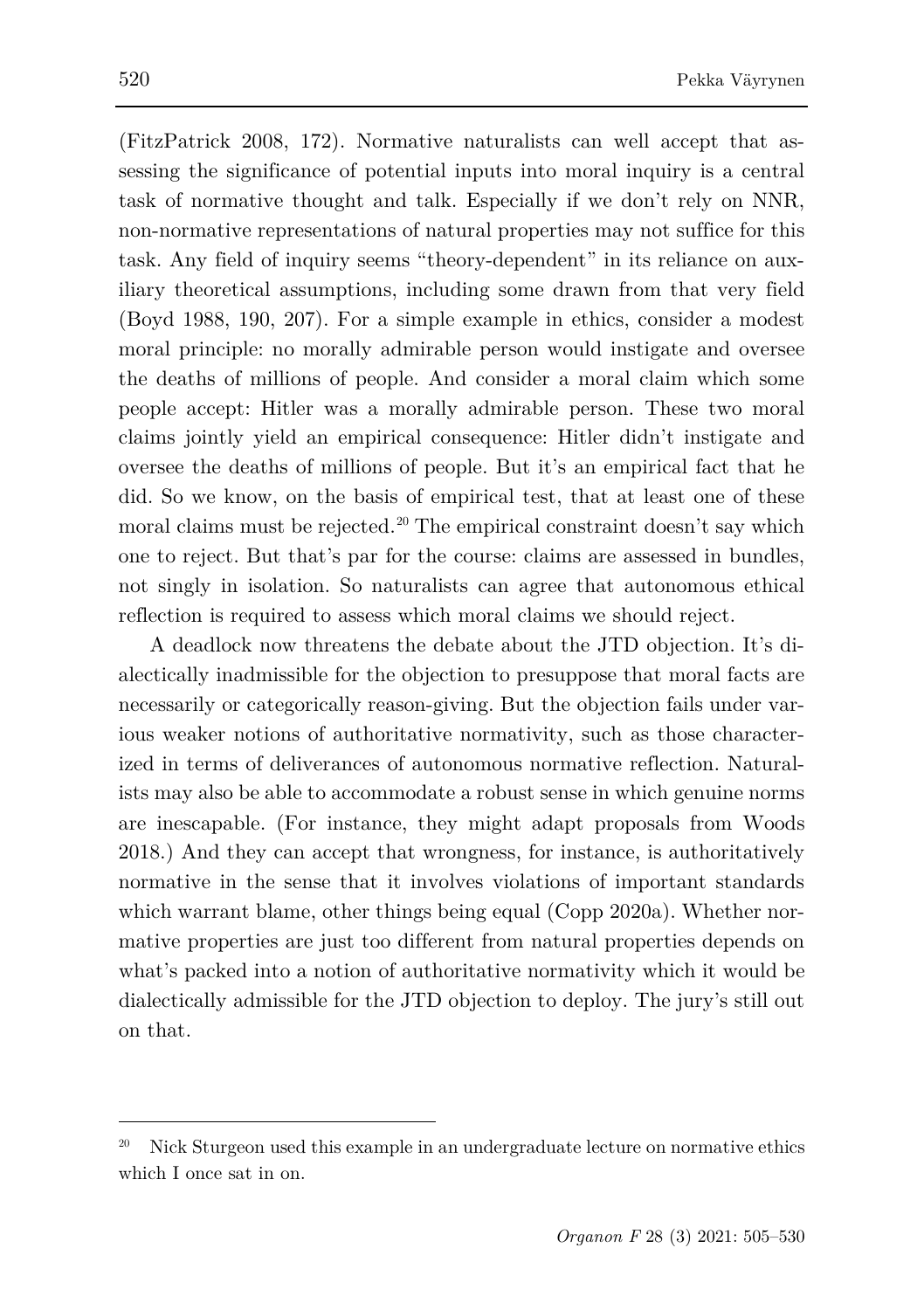(FitzPatrick 2008, 172). Normative naturalists can well accept that assessing the significance of potential inputs into moral inquiry is a central task of normative thought and talk. Especially if we don't rely on NNR, non-normative representations of natural properties may not suffice for this task. Any field of inquiry seems "theory-dependent" in its reliance on auxiliary theoretical assumptions, including some drawn from that very field (Boyd 1988, 190, 207). For a simple example in ethics, consider a modest moral principle: no morally admirable person would instigate and oversee the deaths of millions of people. And consider a moral claim which some people accept: Hitler was a morally admirable person. These two moral claims jointly yield an empirical consequence: Hitler didn't instigate and oversee the deaths of millions of people. But it's an empirical fact that he did. So we know, on the basis of empirical test, that at least one of these moral claims must be rejected.[20] The empirical constraint doesn't say which one to reject. But that's par for the course: claims are assessed in bundles, not singly in isolation. So naturalists can agree that autonomous ethical reflection is required to assess which moral claims we should reject.

A deadlock now threatens the debate about the JTD objection. It's dialectically inadmissible for the objection to presuppose that moral facts are necessarily or categorically reason-giving. But the objection fails under various weaker notions of authoritative normativity, such as those characterized in terms of deliverances of autonomous normative reflection. Naturalists may also be able to accommodate a robust sense in which genuine norms are inescapable. (For instance, they might adapt proposals from Woods 2018.) And they can accept that wrongness, for instance, is authoritatively normative in the sense that it involves violations of important standards which warrant blame, other things being equal (Copp 2020a). Whether normative properties are just too different from natural properties depends on what's packed into a notion of authoritative normativity which it would be dialectically admissible for the JTD objection to deploy. The jury's still out on that.

---

[20] Nick Sturgeon used this example in an undergraduate lecture on normative ethics which I once sat in on.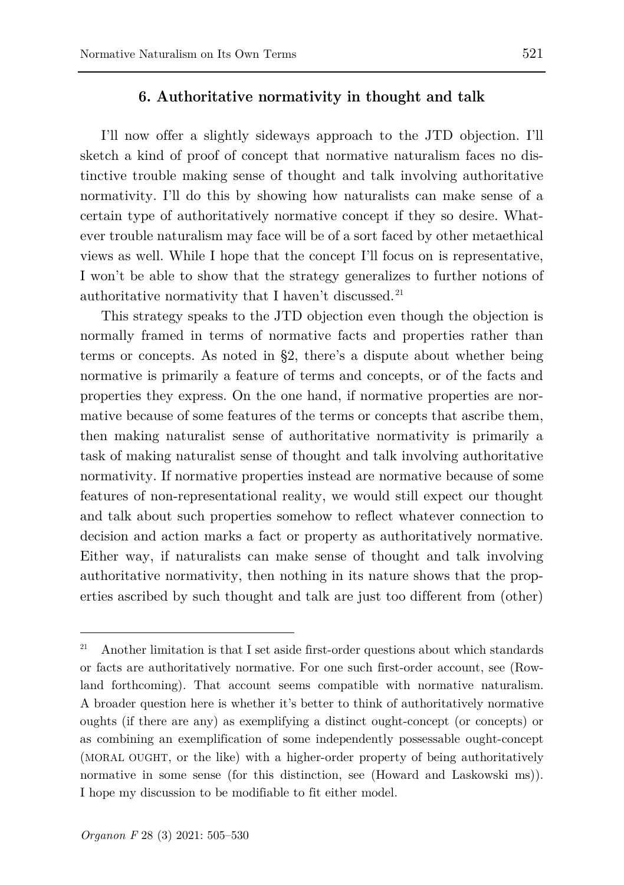### 6. Authoritative normativity in thought and talk

I'll now offer a slightly sideways approach to the JTD objection. I'll sketch a kind of proof of concept that normative naturalism faces no distinctive trouble making sense of thought and talk involving authoritative normativity. I'll do this by showing how naturalists can make sense of a certain type of authoritatively normative concept if they so desire. Whatever trouble naturalism may face will be of a sort faced by other metaethical views as well. While I hope that the concept I'll focus on is representative, I won't be able to show that the strategy generalizes to further notions of authoritative normativity that I haven't discussed.[21]

This strategy speaks to the JTD objection even though the objection is normally framed in terms of normative facts and properties rather than terms or concepts. As noted in §2, there's a dispute about whether being normative is primarily a feature of terms and concepts, or of the facts and properties they express. On the one hand, if normative properties are normative because of some features of the terms or concepts that ascribe them, then making naturalist sense of authoritative normativity is primarily a task of making naturalist sense of thought and talk involving authoritative normativity. If normative properties instead are normative because of some features of non-representational reality, we would still expect our thought and talk about such properties somehow to reflect whatever connection to decision and action marks a fact or property as authoritatively normative. Either way, if naturalists can make sense of thought and talk involving authoritative normativity, then nothing in its nature shows that the properties ascribed by such thought and talk are just too different from (other)

---

[21] Another limitation is that I set aside first-order questions about which standards or facts are authoritatively normative. For one such first-order account, see (Rowland forthcoming). That account seems compatible with normative naturalism. A broader question here is whether it's better to think of authoritatively normative oughts (if there are any) as exemplifying a distinct ought-concept (or concepts) or as combining an exemplification of some independently possessable ought-concept (MORAL OUGHT, or the like) with a higher-order property of being authoritatively normative in some sense (for this distinction, see (Howard and Laskowski ms)). I hope my discussion to be modifiable to fit either model.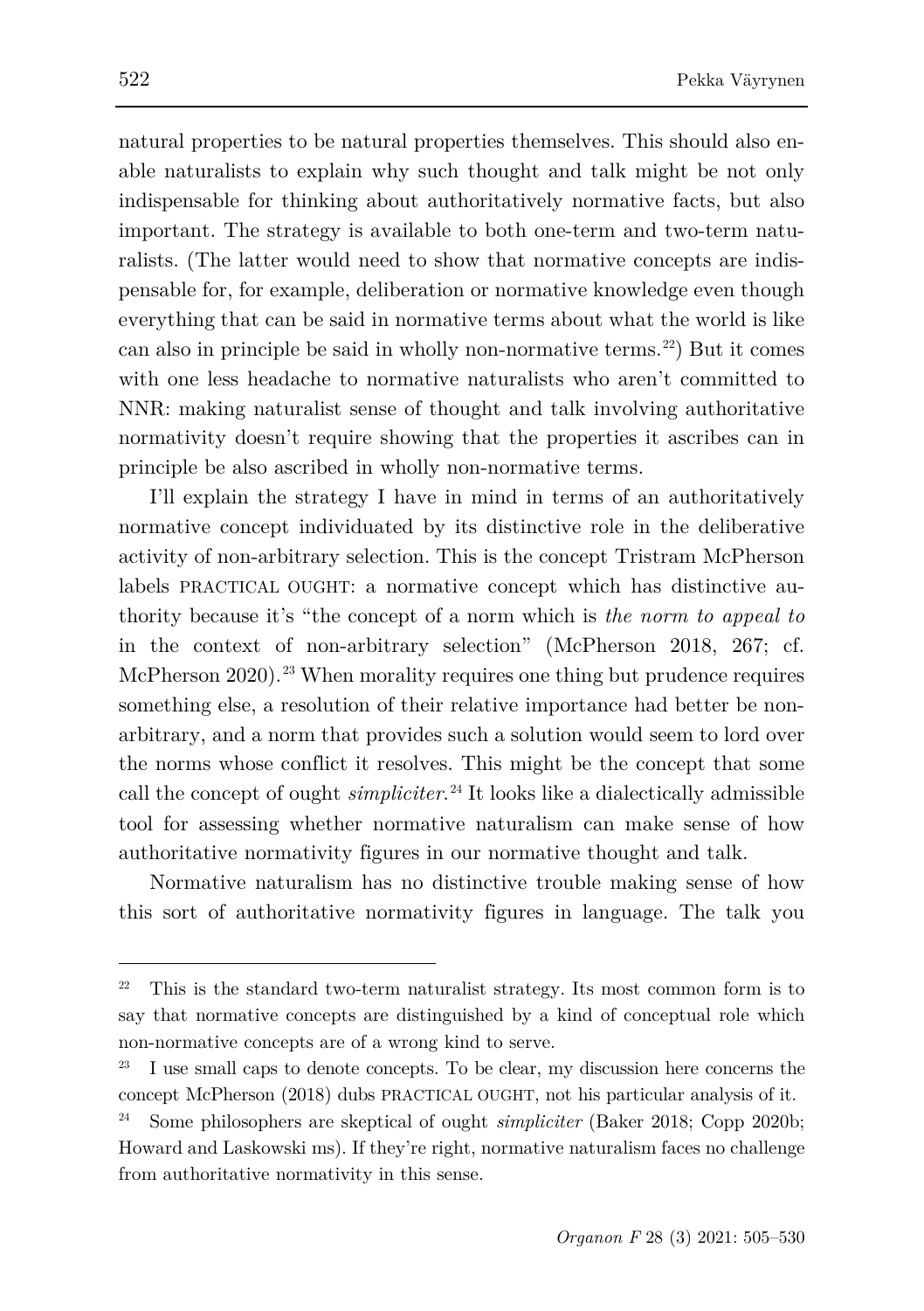natural properties to be natural properties themselves. This should also enable naturalists to explain why such thought and talk might be not only indispensable for thinking about authoritatively normative facts, but also important. The strategy is available to both one-term and two-term naturalists. (The latter would need to show that normative concepts are indispensable for, for example, deliberation or normative knowledge even though everything that can be said in normative terms about what the world is like can also in principle be said in wholly non-normative terms.[22]) But it comes with one less headache to normative naturalists who aren't committed to NNR: making naturalist sense of thought and talk involving authoritative normativity doesn't require showing that the properties it ascribes can in principle be also ascribed in wholly non-normative terms.

I'll explain the strategy I have in mind in terms of an authoritatively normative concept individuated by its distinctive role in the deliberative activity of non-arbitrary selection. This is the concept Tristram McPherson labels PRACTICAL OUGHT: a normative concept which has distinctive authority because it's "the concept of a norm which is *the norm to appeal to* in the context of non-arbitrary selection" (McPherson 2018, 267; cf. McPherson 2020).[23] When morality requires one thing but prudence requires something else, a resolution of their relative importance had better be non-arbitrary, and a norm that provides such a solution would seem to lord over the norms whose conflict it resolves. This might be the concept that some call the concept of ought *simpliciter*.[24] It looks like a dialectically admissible tool for assessing whether normative naturalism can make sense of how authoritative normativity figures in our normative thought and talk.

Normative naturalism has no distinctive trouble making sense of how this sort of authoritative normativity figures in language. The talk you

---

[22] This is the standard two-term naturalist strategy. Its most common form is to say that normative concepts are distinguished by a kind of conceptual role which non-normative concepts are of a wrong kind to serve.

[23] I use small caps to denote concepts. To be clear, my discussion here concerns the concept McPherson (2018) dubs PRACTICAL OUGHT, not his particular analysis of it.

[24] Some philosophers are skeptical of ought *simpliciter* (Baker 2018; Copp 2020b; Howard and Laskowski ms). If they're right, normative naturalism faces no challenge from authoritative normativity in this sense.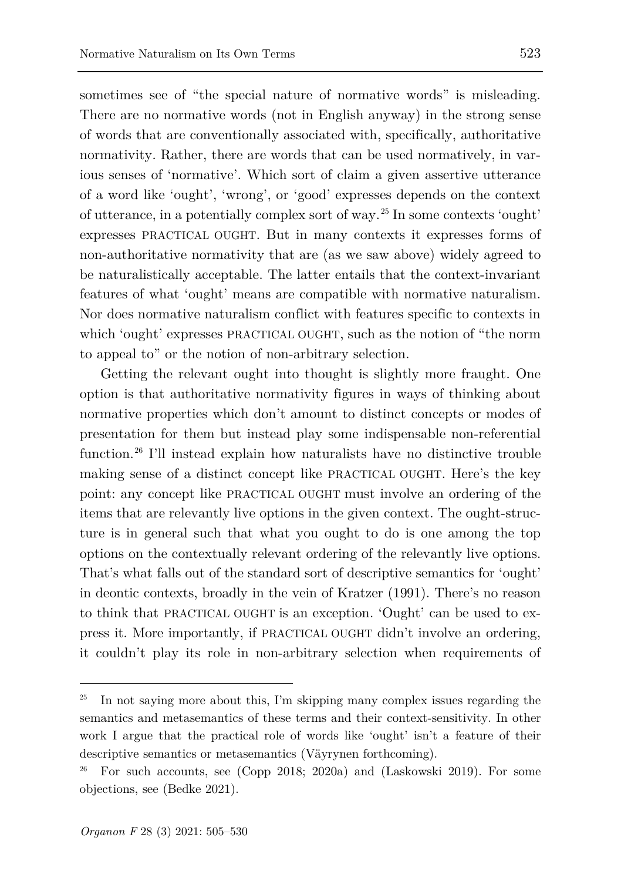sometimes see of "the special nature of normative words" is misleading. There are no normative words (not in English anyway) in the strong sense of words that are conventionally associated with, specifically, authoritative normativity. Rather, there are words that can be used normatively, in various senses of 'normative'. Which sort of claim a given assertive utterance of a word like 'ought', 'wrong', or 'good' expresses depends on the context of utterance, in a potentially complex sort of way.[25] In some contexts 'ought' expresses PRACTICAL OUGHT. But in many contexts it expresses forms of non-authoritative normativity that are (as we saw above) widely agreed to be naturalistically acceptable. The latter entails that the context-invariant features of what 'ought' means are compatible with normative naturalism. Nor does normative naturalism conflict with features specific to contexts in which 'ought' expresses PRACTICAL OUGHT, such as the notion of "the norm to appeal to" or the notion of non-arbitrary selection.

Getting the relevant ought into thought is slightly more fraught. One option is that authoritative normativity figures in ways of thinking about normative properties which don't amount to distinct concepts or modes of presentation for them but instead play some indispensable non-referential function.[26] I'll instead explain how naturalists have no distinctive trouble making sense of a distinct concept like PRACTICAL OUGHT. Here's the key point: any concept like PRACTICAL OUGHT must involve an ordering of the items that are relevantly live options in the given context. The ought-structure is in general such that what you ought to do is one among the top options on the contextually relevant ordering of the relevantly live options. That's what falls out of the standard sort of descriptive semantics for 'ought' in deontic contexts, broadly in the vein of Kratzer (1991). There's no reason to think that PRACTICAL OUGHT is an exception. 'Ought' can be used to express it. More importantly, if PRACTICAL OUGHT didn't involve an ordering, it couldn't play its role in non-arbitrary selection when requirements of

---

[25] In not saying more about this, I'm skipping many complex issues regarding the semantics and metasemantics of these terms and their context-sensitivity. In other work I argue that the practical role of words like 'ought' isn't a feature of their descriptive semantics or metasemantics (Väyrynen forthcoming).

[26] For such accounts, see (Copp 2018; 2020a) and (Laskowski 2019). For some objections, see (Bedke 2021).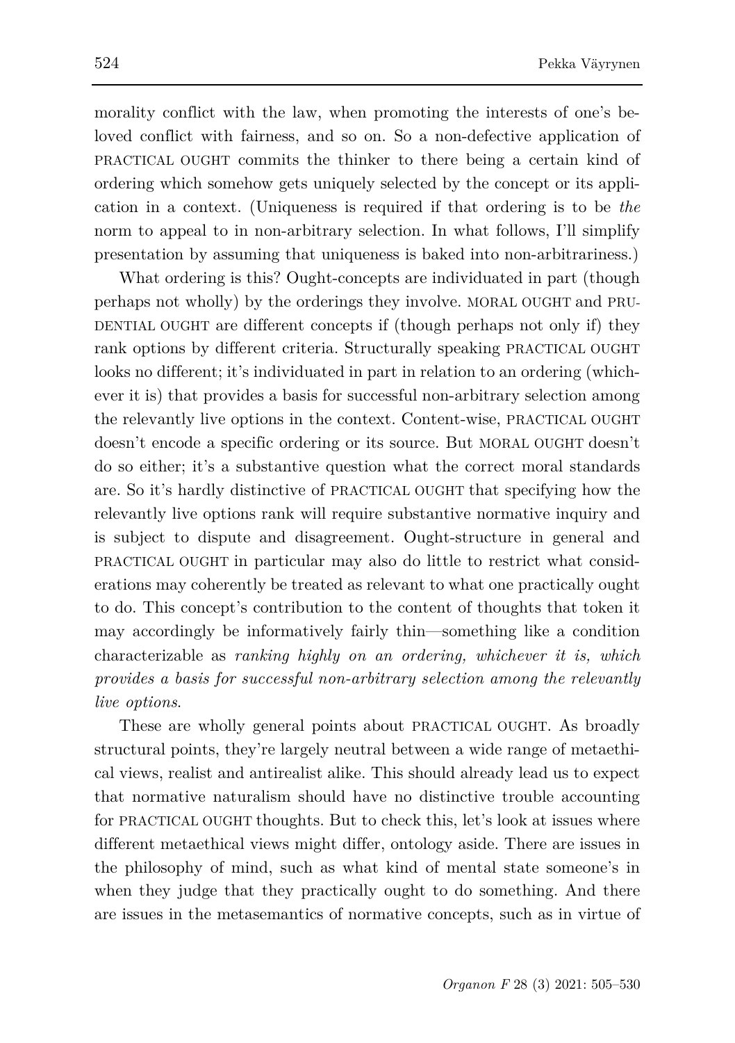morality conflict with the law, when promoting the interests of one's beloved conflict with fairness, and so on. So a non-defective application of PRACTICAL OUGHT commits the thinker to there being a certain kind of ordering which somehow gets uniquely selected by the concept or its application in a context. (Uniqueness is required if that ordering is to be *the* norm to appeal to in non-arbitrary selection. In what follows, I'll simplify presentation by assuming that uniqueness is baked into non-arbitrariness.)

What ordering is this? Ought-concepts are individuated in part (though perhaps not wholly) by the orderings they involve. MORAL OUGHT and PRUDENTIAL OUGHT are different concepts if (though perhaps not only if) they rank options by different criteria. Structurally speaking PRACTICAL OUGHT looks no different; it's individuated in part in relation to an ordering (whichever it is) that provides a basis for successful non-arbitrary selection among the relevantly live options in the context. Content-wise, PRACTICAL OUGHT doesn't encode a specific ordering or its source. But MORAL OUGHT doesn't do so either; it's a substantive question what the correct moral standards are. So it's hardly distinctive of PRACTICAL OUGHT that specifying how the relevantly live options rank will require substantive normative inquiry and is subject to dispute and disagreement. Ought-structure in general and PRACTICAL OUGHT in particular may also do little to restrict what considerations may coherently be treated as relevant to what one practically ought to do. This concept's contribution to the content of thoughts that token it may accordingly be informatively fairly thin—something like a condition characterizable as *ranking highly on an ordering, whichever it is, which provides a basis for successful non-arbitrary selection among the relevantly live options*.

These are wholly general points about PRACTICAL OUGHT. As broadly structural points, they're largely neutral between a wide range of metaethical views, realist and antirealist alike. This should already lead us to expect that normative naturalism should have no distinctive trouble accounting for PRACTICAL OUGHT thoughts. But to check this, let's look at issues where different metaethical views might differ, ontology aside. There are issues in the philosophy of mind, such as what kind of mental state someone's in when they judge that they practically ought to do something. And there are issues in the metasemantics of normative concepts, such as in virtue of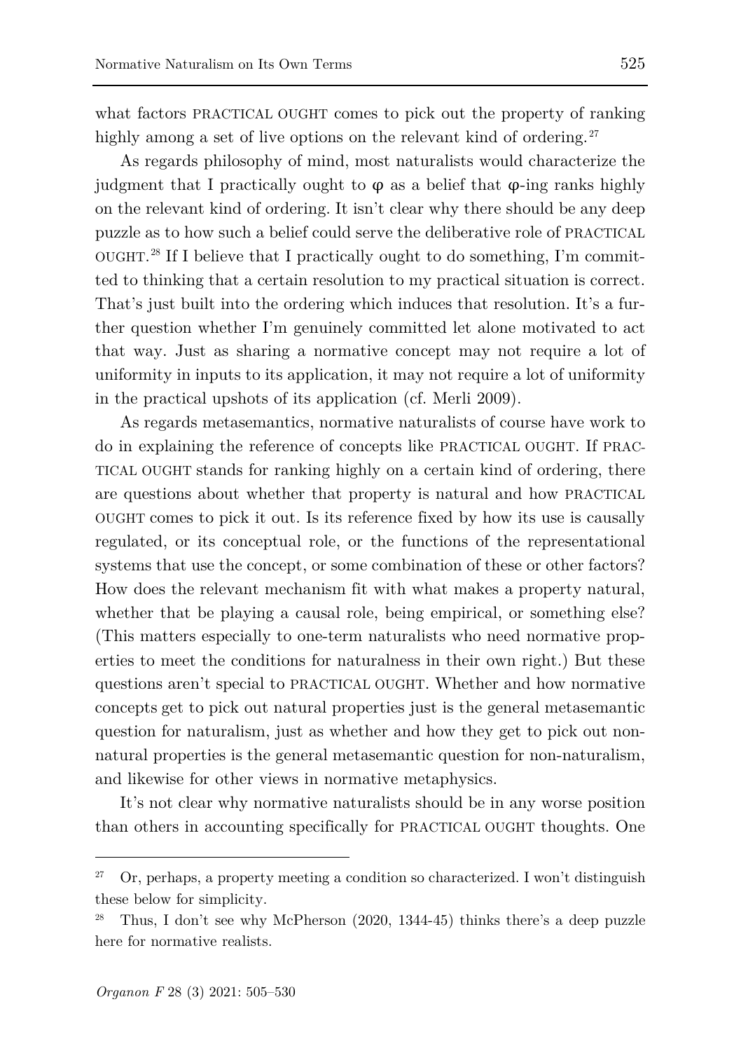what factors PRACTICAL OUGHT comes to pick out the property of ranking highly among a set of live options on the relevant kind of ordering.[27]

As regards philosophy of mind, most naturalists would characterize the judgment that I practically ought to φ as a belief that φ-ing ranks highly on the relevant kind of ordering. It isn't clear why there should be any deep puzzle as to how such a belief could serve the deliberative role of PRACTICAL OUGHT.[28] If I believe that I practically ought to do something, I'm committed to thinking that a certain resolution to my practical situation is correct. That's just built into the ordering which induces that resolution. It's a further question whether I'm genuinely committed let alone motivated to act that way. Just as sharing a normative concept may not require a lot of uniformity in inputs to its application, it may not require a lot of uniformity in the practical upshots of its application (cf. Merli 2009).

As regards metasemantics, normative naturalists of course have work to do in explaining the reference of concepts like PRACTICAL OUGHT. If PRACTICAL OUGHT stands for ranking highly on a certain kind of ordering, there are questions about whether that property is natural and how PRACTICAL OUGHT comes to pick it out. Is its reference fixed by how its use is causally regulated, or its conceptual role, or the functions of the representational systems that use the concept, or some combination of these or other factors? How does the relevant mechanism fit with what makes a property natural, whether that be playing a causal role, being empirical, or something else? (This matters especially to one-term naturalists who need normative properties to meet the conditions for naturalness in their own right.) But these questions aren't special to PRACTICAL OUGHT. Whether and how normative concepts get to pick out natural properties just is the general metasemantic question for naturalism, just as whether and how they get to pick out non-natural properties is the general metasemantic question for non-naturalism, and likewise for other views in normative metaphysics.

It's not clear why normative naturalists should be in any worse position than others in accounting specifically for PRACTICAL OUGHT thoughts. One

---

[27] Or, perhaps, a property meeting a condition so characterized. I won't distinguish these below for simplicity.

[28] Thus, I don't see why McPherson (2020, 1344-45) thinks there's a deep puzzle here for normative realists.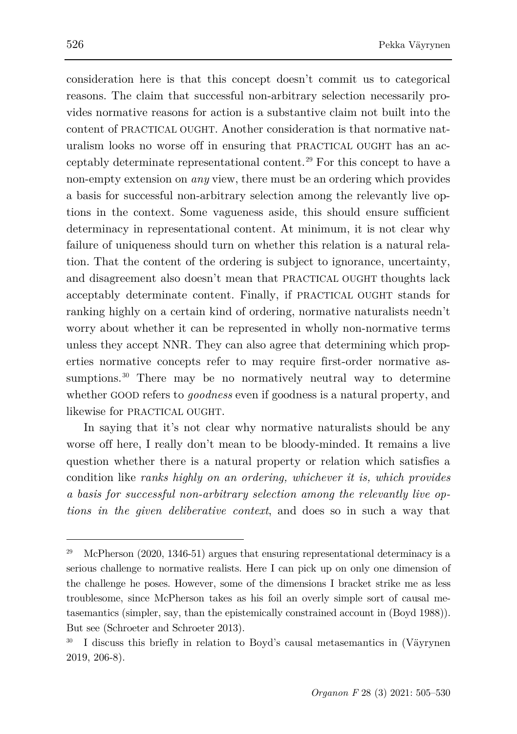consideration here is that this concept doesn't commit us to categorical reasons. The claim that successful non-arbitrary selection necessarily provides normative reasons for action is a substantive claim not built into the content of PRACTICAL OUGHT. Another consideration is that normative naturalism looks no worse off in ensuring that PRACTICAL OUGHT has an acceptably determinate representational content.[29] For this concept to have a non-empty extension on *any* view, there must be an ordering which provides a basis for successful non-arbitrary selection among the relevantly live options in the context. Some vagueness aside, this should ensure sufficient determinacy in representational content. At minimum, it is not clear why failure of uniqueness should turn on whether this relation is a natural relation. That the content of the ordering is subject to ignorance, uncertainty, and disagreement also doesn't mean that PRACTICAL OUGHT thoughts lack acceptably determinate content. Finally, if PRACTICAL OUGHT stands for ranking highly on a certain kind of ordering, normative naturalists needn't worry about whether it can be represented in wholly non-normative terms unless they accept NNR. They can also agree that determining which properties normative concepts refer to may require first-order normative assumptions.[30] There may be no normatively neutral way to determine whether GOOD refers to *goodness* even if goodness is a natural property, and likewise for PRACTICAL OUGHT.

In saying that it's not clear why normative naturalists should be any worse off here, I really don't mean to be bloody-minded. It remains a live question whether there is a natural property or relation which satisfies a condition like *ranks highly on an ordering, whichever it is, which provides a basis for successful non-arbitrary selection among the relevantly live options in the given deliberative context*, and does so in such a way that

---

[29] McPherson (2020, 1346-51) argues that ensuring representational determinacy is a serious challenge to normative realists. Here I can pick up on only one dimension of the challenge he poses. However, some of the dimensions I bracket strike me as less troublesome, since McPherson takes as his foil an overly simple sort of causal metasemantics (simpler, say, than the epistemically constrained account in (Boyd 1988)). But see (Schroeter and Schroeter 2013).

[30] I discuss this briefly in relation to Boyd's causal metasemantics in (Väyrynen 2019, 206-8).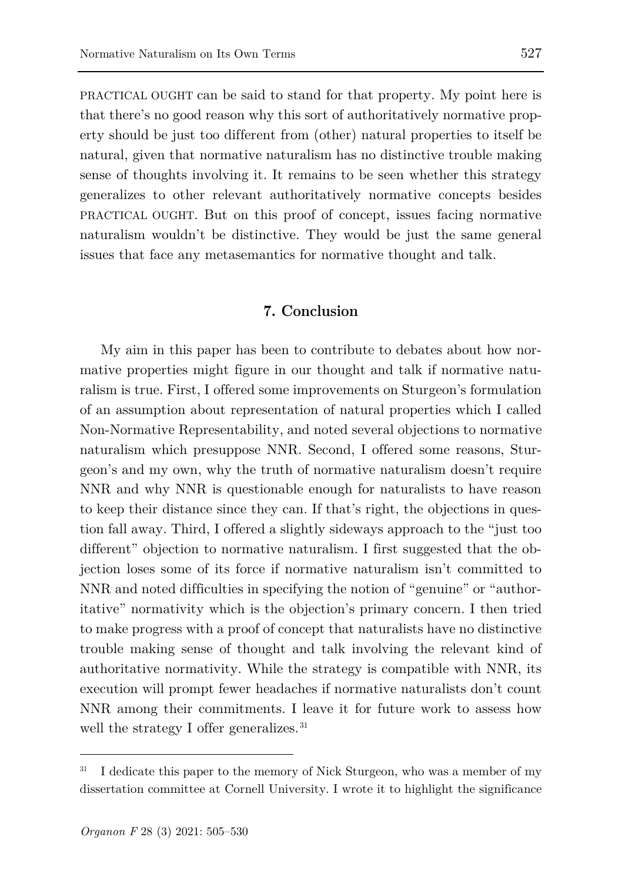PRACTICAL OUGHT can be said to stand for that property. My point here is that there's no good reason why this sort of authoritatively normative property should be just too different from (other) natural properties to itself be natural, given that normative naturalism has no distinctive trouble making sense of thoughts involving it. It remains to be seen whether this strategy generalizes to other relevant authoritatively normative concepts besides PRACTICAL OUGHT. But on this proof of concept, issues facing normative naturalism wouldn't be distinctive. They would be just the same general issues that face any metasemantics for normative thought and talk.

## 7. Conclusion

My aim in this paper has been to contribute to debates about how normative properties might figure in our thought and talk if normative naturalism is true. First, I offered some improvements on Sturgeon's formulation of an assumption about representation of natural properties which I called Non-Normative Representability, and noted several objections to normative naturalism which presuppose NNR. Second, I offered some reasons, Sturgeon's and my own, why the truth of normative naturalism doesn't require NNR and why NNR is questionable enough for naturalists to have reason to keep their distance since they can. If that's right, the objections in question fall away. Third, I offered a slightly sideways approach to the "just too different" objection to normative naturalism. I first suggested that the objection loses some of its force if normative naturalism isn't committed to NNR and noted difficulties in specifying the notion of "genuine" or "authoritative" normativity which is the objection's primary concern. I then tried to make progress with a proof of concept that naturalists have no distinctive trouble making sense of thought and talk involving the relevant kind of authoritative normativity. While the strategy is compatible with NNR, its execution will prompt fewer headaches if normative naturalists don't count NNR among their commitments. I leave it for future work to assess how well the strategy I offer generalizes.[31]

[31] I dedicate this paper to the memory of Nick Sturgeon, who was a member of my dissertation committee at Cornell University. I wrote it to highlight the significance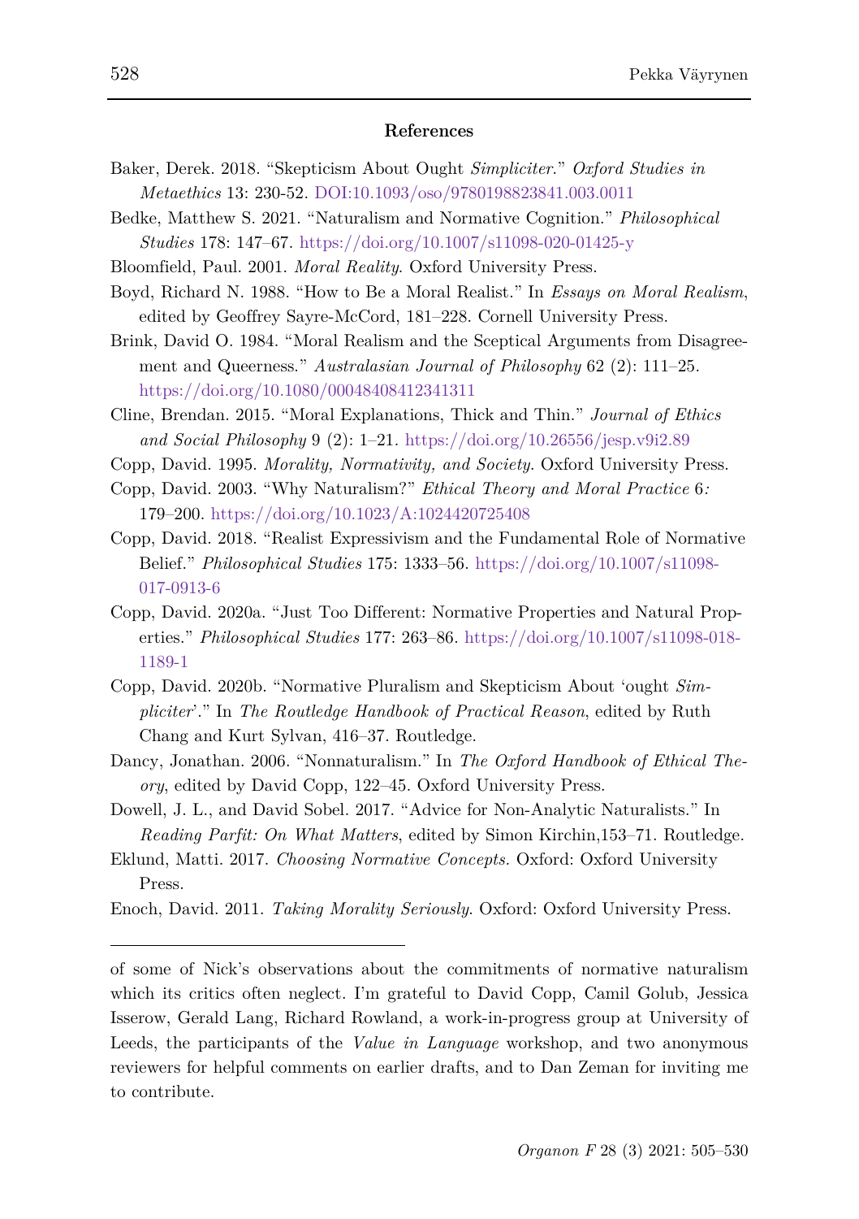### References

Baker, Derek. 2018. "Skepticism About Ought *Simpliciter*." *Oxford Studies in Metaethics* 13: 230-52. DOI:10.1093/oso/9780198823841.003.0011

Bedke, Matthew S. 2021. "Naturalism and Normative Cognition." *Philosophical Studies* 178: 147–67. https://doi.org/10.1007/s11098-020-01425-y

Bloomfield, Paul. 2001. *Moral Reality*. Oxford University Press.

Boyd, Richard N. 1988. "How to Be a Moral Realist." In *Essays on Moral Realism*, edited by Geoffrey Sayre-McCord, 181–228. Cornell University Press.

Brink, David O. 1984. "Moral Realism and the Sceptical Arguments from Disagreement and Queerness." *Australasian Journal of Philosophy* 62 (2): 111–25. https://doi.org/10.1080/00048408412341311

Cline, Brendan. 2015. "Moral Explanations, Thick and Thin." *Journal of Ethics and Social Philosophy* 9 (2): 1–21. https://doi.org/10.26556/jesp.v9i2.89

Copp, David. 1995. *Morality, Normativity, and Society*. Oxford University Press.

Copp, David. 2003. "Why Naturalism?" *Ethical Theory and Moral Practice* 6*:* 179–200. https://doi.org/10.1023/A:1024420725408

Copp, David. 2018. "Realist Expressivism and the Fundamental Role of Normative Belief." *Philosophical Studies* 175: 1333–56. https://doi.org/10.1007/s11098-017-0913-6

Copp, David. 2020a. "Just Too Different: Normative Properties and Natural Properties." *Philosophical Studies* 177: 263–86. https://doi.org/10.1007/s11098-018-1189-1

Copp, David. 2020b. "Normative Pluralism and Skepticism About 'ought *Simpliciter*'." In *The Routledge Handbook of Practical Reason*, edited by Ruth Chang and Kurt Sylvan, 416–37. Routledge.

Dancy, Jonathan. 2006. "Nonnaturalism." In *The Oxford Handbook of Ethical Theory*, edited by David Copp, 122–45. Oxford University Press.

Dowell, J. L., and David Sobel. 2017. "Advice for Non-Analytic Naturalists." In *Reading Parfit: On What Matters*, edited by Simon Kirchin,153–71. Routledge.

Eklund, Matti. 2017. *Choosing Normative Concepts.* Oxford: Oxford University Press.

Enoch, David. 2011. *Taking Morality Seriously*. Oxford: Oxford University Press.

---

of some of Nick's observations about the commitments of normative naturalism which its critics often neglect. I'm grateful to David Copp, Camil Golub, Jessica Isserow, Gerald Lang, Richard Rowland, a work-in-progress group at University of Leeds, the participants of the *Value in Language* workshop, and two anonymous reviewers for helpful comments on earlier drafts, and to Dan Zeman for inviting me to contribute.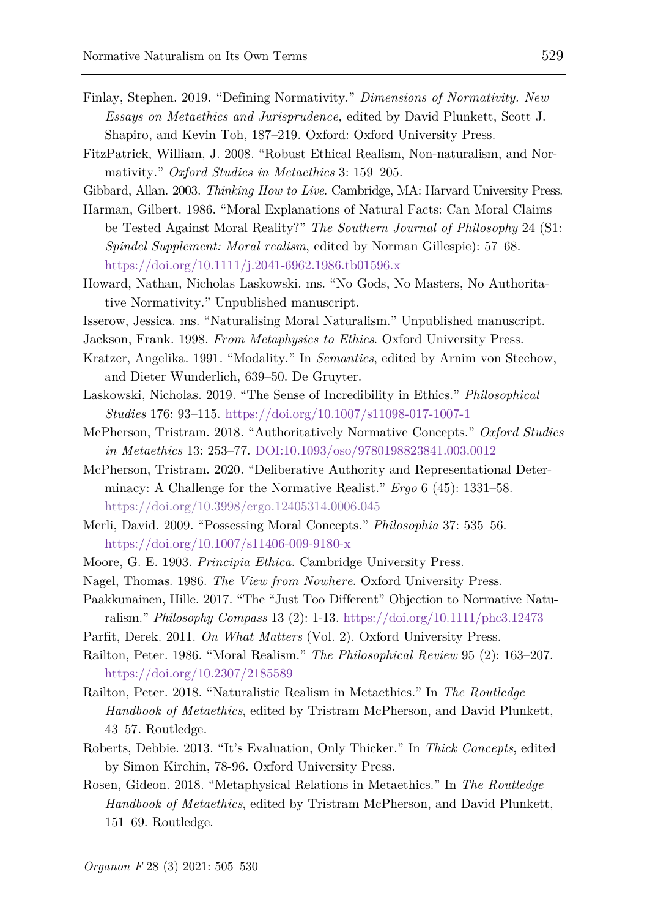Finlay, Stephen. 2019. "Defining Normativity." *Dimensions of Normativity. New Essays on Metaethics and Jurisprudence,* edited by David Plunkett, Scott J. Shapiro, and Kevin Toh, 187–219. Oxford: Oxford University Press.

FitzPatrick, William, J. 2008. "Robust Ethical Realism, Non-naturalism, and Normativity." *Oxford Studies in Metaethics* 3: 159–205.

Gibbard, Allan. 2003. *Thinking How to Live*. Cambridge, MA: Harvard University Press.

Harman, Gilbert. 1986. "Moral Explanations of Natural Facts: Can Moral Claims be Tested Against Moral Reality?" *The Southern Journal of Philosophy* 24 (S1: *Spindel Supplement: Moral realism*, edited by Norman Gillespie): 57–68. https://doi.org/10.1111/j.2041-6962.1986.tb01596.x

Howard, Nathan, Nicholas Laskowski. ms. "No Gods, No Masters, No Authoritative Normativity." Unpublished manuscript.

Isserow, Jessica. ms. "Naturalising Moral Naturalism." Unpublished manuscript.

Jackson, Frank. 1998. *From Metaphysics to Ethics*. Oxford University Press.

Kratzer, Angelika. 1991. "Modality." In *Semantics*, edited by Arnim von Stechow, and Dieter Wunderlich, 639–50. De Gruyter.

Laskowski, Nicholas. 2019. "The Sense of Incredibility in Ethics." *Philosophical Studies* 176: 93–115. https://doi.org/10.1007/s11098-017-1007-1

McPherson, Tristram. 2018. "Authoritatively Normative Concepts." *Oxford Studies in Metaethics* 13: 253–77. DOI:10.1093/oso/9780198823841.003.0012

McPherson, Tristram. 2020. "Deliberative Authority and Representational Determinacy: A Challenge for the Normative Realist." *Ergo* 6 (45): 1331–58. https://doi.org/10.3998/ergo.12405314.0006.045

Merli, David. 2009. "Possessing Moral Concepts." *Philosophia* 37: 535–56. https://doi.org/10.1007/s11406-009-9180-x

Moore, G. E. 1903. *Principia Ethica.* Cambridge University Press.

Nagel, Thomas. 1986. *The View from Nowhere*. Oxford University Press.

Paakkunainen, Hille. 2017. "The "Just Too Different" Objection to Normative Naturalism." *Philosophy Compass* 13 (2): 1-13. https://doi.org/10.1111/phc3.12473

Parfit, Derek. 2011. *On What Matters* (Vol. 2). Oxford University Press.

Railton, Peter. 1986. "Moral Realism." *The Philosophical Review* 95 (2): 163–207. https://doi.org/10.2307/2185589

Railton, Peter. 2018. "Naturalistic Realism in Metaethics." In *The Routledge Handbook of Metaethics*, edited by Tristram McPherson, and David Plunkett, 43–57. Routledge.

Roberts, Debbie. 2013. "It's Evaluation, Only Thicker." In *Thick Concepts*, edited by Simon Kirchin, 78-96. Oxford University Press.

Rosen, Gideon. 2018. "Metaphysical Relations in Metaethics." In *The Routledge Handbook of Metaethics*, edited by Tristram McPherson, and David Plunkett, 151–69. Routledge.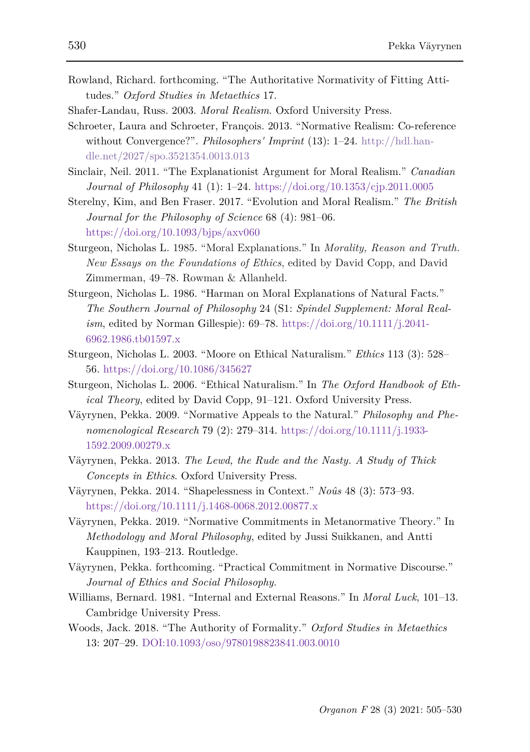Rowland, Richard. forthcoming. “The Authoritative Normativity of Fitting Attitudes.” *Oxford Studies in Metaethics* 17.

Shafer-Landau, Russ. 2003. *Moral Realism.* Oxford University Press.

Schroeter, Laura and Schroeter, François. 2013. “Normative Realism: Co-reference without Convergence?”. *Philosophers' Imprint* (13): 1–24. http://hdl.handle.net/2027/spo.3521354.0013.013

Sinclair, Neil. 2011. “The Explanationist Argument for Moral Realism.” *Canadian Journal of Philosophy* 41 (1): 1–24. https://doi.org/10.1353/cjp.2011.0005

Sterelny, Kim, and Ben Fraser. 2017. “Evolution and Moral Realism.” *The British Journal for the Philosophy of Science* 68 (4): 981–06. https://doi.org/10.1093/bjps/axv060

Sturgeon, Nicholas L. 1985. “Moral Explanations.” In *Morality, Reason and Truth. New Essays on the Foundations of Ethics*, edited by David Copp, and David Zimmerman, 49–78. Rowman & Allanheld.

Sturgeon, Nicholas L. 1986. “Harman on Moral Explanations of Natural Facts.” *The Southern Journal of Philosophy* 24 (S1: *Spindel Supplement: Moral Realism*, edited by Norman Gillespie): 69–78. https://doi.org/10.1111/j.2041-6962.1986.tb01597.x

Sturgeon, Nicholas L. 2003. “Moore on Ethical Naturalism.” *Ethics* 113 (3): 528–56. https://doi.org/10.1086/345627

Sturgeon, Nicholas L. 2006. “Ethical Naturalism.” In *The Oxford Handbook of Ethical Theory*, edited by David Copp, 91–121. Oxford University Press.

Väyrynen, Pekka. 2009. “Normative Appeals to the Natural.” *Philosophy and Phenomenological Research* 79 (2): 279–314. https://doi.org/10.1111/j.1933-1592.2009.00279.x

Väyrynen, Pekka. 2013. *The Lewd, the Rude and the Nasty. A Study of Thick Concepts in Ethics*. Oxford University Press.

Väyrynen, Pekka. 2014. “Shapelessness in Context.” *Noûs* 48 (3): 573–93. https://doi.org/10.1111/j.1468-0068.2012.00877.x

Väyrynen, Pekka. 2019. “Normative Commitments in Metanormative Theory.” In *Methodology and Moral Philosophy*, edited by Jussi Suikkanen, and Antti Kauppinen, 193–213. Routledge.

Väyrynen, Pekka. forthcoming. “Practical Commitment in Normative Discourse.” *Journal of Ethics and Social Philosophy*.

Williams, Bernard. 1981. “Internal and External Reasons.” In *Moral Luck*, 101–13. Cambridge University Press.

Woods, Jack. 2018. “The Authority of Formality.” *Oxford Studies in Metaethics* 13: 207–29. DOI:10.1093/oso/9780198823841.003.0010